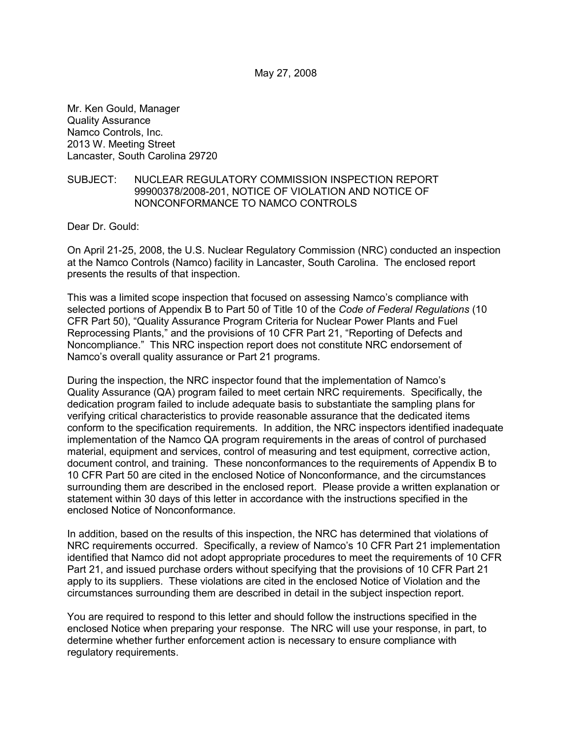May 27, 2008

Mr. Ken Gould, Manager
Quality Assurance
Namco Controls, Inc.
2013 W. Meeting Street
Lancaster, South Carolina 29720

SUBJECT: NUCLEAR REGULATORY COMMISSION INSPECTION REPORT 99900378/2008-201, NOTICE OF VIOLATION AND NOTICE OF NONCONFORMANCE TO NAMCO CONTROLS

Dear Dr. Gould:

On April 21-25, 2008, the U.S. Nuclear Regulatory Commission (NRC) conducted an inspection at the Namco Controls (Namco) facility in Lancaster, South Carolina. The enclosed report presents the results of that inspection.

This was a limited scope inspection that focused on assessing Namco's compliance with selected portions of Appendix B to Part 50 of Title 10 of the *Code of Federal Regulations* (10 CFR Part 50), "Quality Assurance Program Criteria for Nuclear Power Plants and Fuel Reprocessing Plants," and the provisions of 10 CFR Part 21, "Reporting of Defects and Noncompliance." This NRC inspection report does not constitute NRC endorsement of Namco's overall quality assurance or Part 21 programs.

During the inspection, the NRC inspector found that the implementation of Namco's Quality Assurance (QA) program failed to meet certain NRC requirements. Specifically, the dedication program failed to include adequate basis to substantiate the sampling plans for verifying critical characteristics to provide reasonable assurance that the dedicated items conform to the specification requirements. In addition, the NRC inspectors identified inadequate implementation of the Namco QA program requirements in the areas of control of purchased material, equipment and services, control of measuring and test equipment, corrective action, document control, and training. These nonconformances to the requirements of Appendix B to 10 CFR Part 50 are cited in the enclosed Notice of Nonconformance, and the circumstances surrounding them are described in the enclosed report. Please provide a written explanation or statement within 30 days of this letter in accordance with the instructions specified in the enclosed Notice of Nonconformance.

In addition, based on the results of this inspection, the NRC has determined that violations of NRC requirements occurred. Specifically, a review of Namco's 10 CFR Part 21 implementation identified that Namco did not adopt appropriate procedures to meet the requirements of 10 CFR Part 21, and issued purchase orders without specifying that the provisions of 10 CFR Part 21 apply to its suppliers. These violations are cited in the enclosed Notice of Violation and the circumstances surrounding them are described in detail in the subject inspection report.

You are required to respond to this letter and should follow the instructions specified in the enclosed Notice when preparing your response. The NRC will use your response, in part, to determine whether further enforcement action is necessary to ensure compliance with regulatory requirements.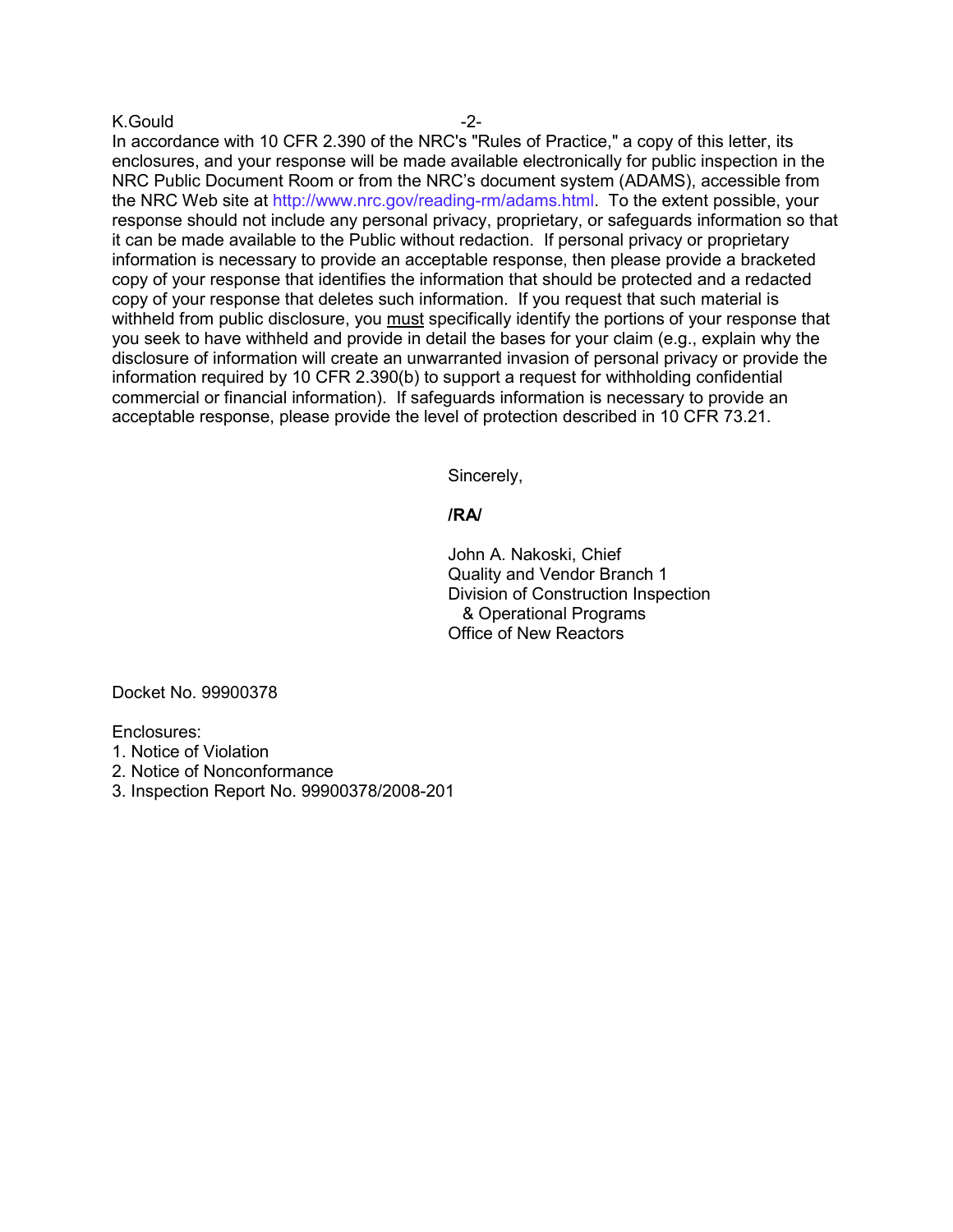In accordance with 10 CFR 2.390 of the NRC's "Rules of Practice," a copy of this letter, its enclosures, and your response will be made available electronically for public inspection in the NRC Public Document Room or from the NRC's document system (ADAMS), accessible from the NRC Web site at http://www.nrc.gov/reading-rm/adams.html. To the extent possible, your response should not include any personal privacy, proprietary, or safeguards information so that it can be made available to the Public without redaction. If personal privacy or proprietary information is necessary to provide an acceptable response, then please provide a bracketed copy of your response that identifies the information that should be protected and a redacted copy of your response that deletes such information. If you request that such material is withheld from public disclosure, you must specifically identify the portions of your response that you seek to have withheld and provide in detail the bases for your claim (e.g., explain why the disclosure of information will create an unwarranted invasion of personal privacy or provide the information required by 10 CFR 2.390(b) to support a request for withholding confidential commercial or financial information). If safeguards information is necessary to provide an acceptable response, please provide the level of protection described in 10 CFR 73.21.

Sincerely,

**/RA/**

John A. Nakoski, Chief
Quality and Vendor Branch 1
Division of Construction Inspection
& Operational Programs
Office of New Reactors

Docket No. 99900378

Enclosures:
1. Notice of Violation
2. Notice of Nonconformance
3. Inspection Report No. 99900378/2008-201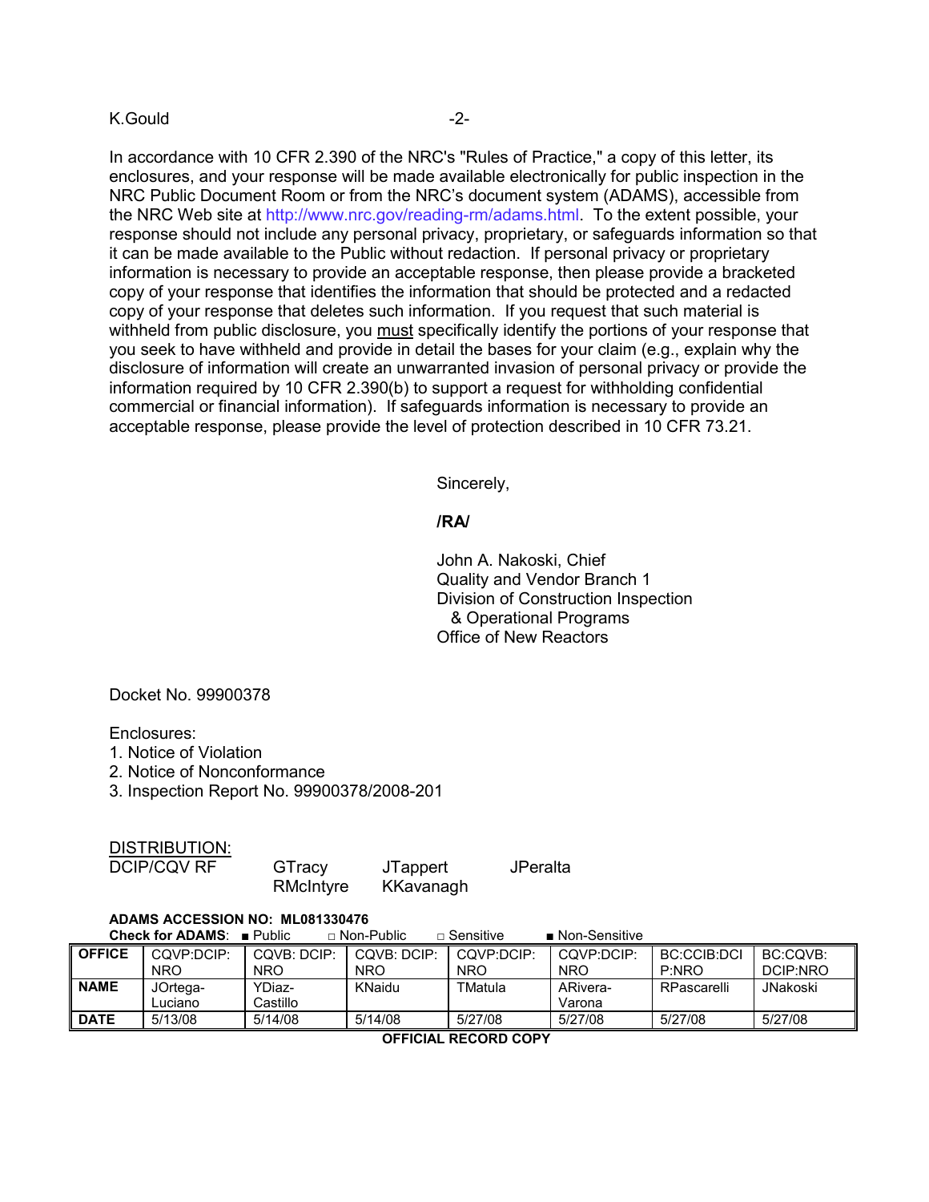K.Gould

In accordance with 10 CFR 2.390 of the NRC's "Rules of Practice," a copy of this letter, its enclosures, and your response will be made available electronically for public inspection in the NRC Public Document Room or from the NRC's document system (ADAMS), accessible from the NRC Web site at http://www.nrc.gov/reading-rm/adams.html. To the extent possible, your response should not include any personal privacy, proprietary, or safeguards information so that it can be made available to the Public without redaction. If personal privacy or proprietary information is necessary to provide an acceptable response, then please provide a bracketed copy of your response that identifies the information that should be protected and a redacted copy of your response that deletes such information. If you request that such material is withheld from public disclosure, you must specifically identify the portions of your response that you seek to have withheld and provide in detail the bases for your claim (e.g., explain why the disclosure of information will create an unwarranted invasion of personal privacy or provide the information required by 10 CFR 2.390(b) to support a request for withholding confidential commercial or financial information). If safeguards information is necessary to provide an acceptable response, please provide the level of protection described in 10 CFR 73.21.

Sincerely,

**/RA/**

John A. Nakoski, Chief
Quality and Vendor Branch 1
Division of Construction Inspection
& Operational Programs
Office of New Reactors

Docket No. 99900378

Enclosures:
1. Notice of Violation
2. Notice of Nonconformance
3. Inspection Report No. 99900378/2008-201

DISTRIBUTION:

DCIP/CQV RF GTracy JTappert JPeralta
RMcIntyre KKavanagh

**ADAMS ACCESSION NO: ML081330476**

**Check for ADAMS**: ■ Public □ Non-Public □ Sensitive ■ Non-Sensitive

| OFFICE | CQVP:DCIP: NRO | CQVB: DCIP: NRO | CQVB: DCIP: NRO | CQVP:DCIP: NRO | CQVP:DCIP: NRO | BC:CCIB:DCIP:NRO | BC:CQVB: DCIP:NRO |
|---|---|---|---|---|---|---|---|
| NAME | JOrtega-Luciano | YDiaz-Castillo | KNaidu | TMatula | ARivera-Varona | RPascarelli | JNakoski |
| DATE | 5/13/08 | 5/14/08 | 5/14/08 | 5/27/08 | 5/27/08 | 5/27/08 | 5/27/08 |

**OFFICIAL RECORD COPY**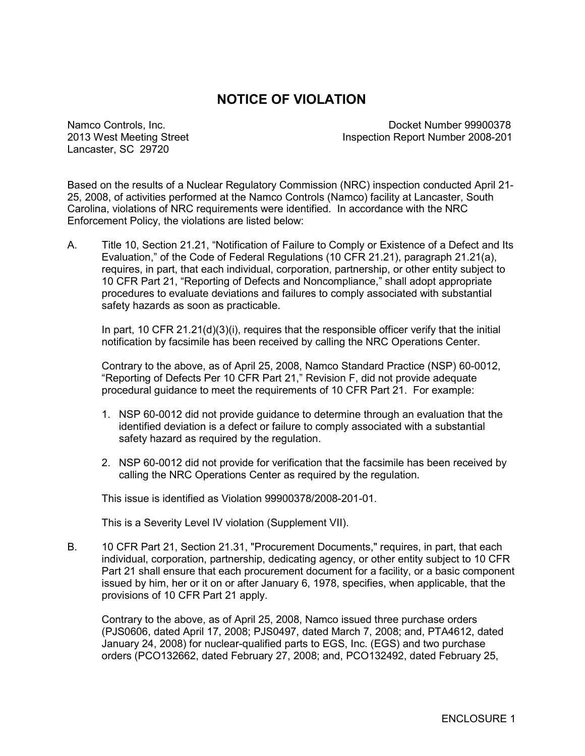# NOTICE OF VIOLATION

Namco Controls, Inc.
2013 West Meeting Street
Lancaster, SC 29720

Docket Number 99900378
Inspection Report Number 2008-201

Based on the results of a Nuclear Regulatory Commission (NRC) inspection conducted April 21-25, 2008, of activities performed at the Namco Controls (Namco) facility at Lancaster, South Carolina, violations of NRC requirements were identified. In accordance with the NRC Enforcement Policy, the violations are listed below:

A. Title 10, Section 21.21, "Notification of Failure to Comply or Existence of a Defect and Its Evaluation," of the Code of Federal Regulations (10 CFR 21.21), paragraph 21.21(a), requires, in part, that each individual, corporation, partnership, or other entity subject to 10 CFR Part 21, "Reporting of Defects and Noncompliance," shall adopt appropriate procedures to evaluate deviations and failures to comply associated with substantial safety hazards as soon as practicable.

   In part, 10 CFR 21.21(d)(3)(i), requires that the responsible officer verify that the initial notification by facsimile has been received by calling the NRC Operations Center.

   Contrary to the above, as of April 25, 2008, Namco Standard Practice (NSP) 60-0012, "Reporting of Defects Per 10 CFR Part 21," Revision F, did not provide adequate procedural guidance to meet the requirements of 10 CFR Part 21. For example:

   1. NSP 60-0012 did not provide guidance to determine through an evaluation that the identified deviation is a defect or failure to comply associated with a substantial safety hazard as required by the regulation.

   2. NSP 60-0012 did not provide for verification that the facsimile has been received by calling the NRC Operations Center as required by the regulation.

   This issue is identified as Violation 99900378/2008-201-01.

   This is a Severity Level IV violation (Supplement VII).

B. 10 CFR Part 21, Section 21.31, "Procurement Documents," requires, in part, that each individual, corporation, partnership, dedicating agency, or other entity subject to 10 CFR Part 21 shall ensure that each procurement document for a facility, or a basic component issued by him, her or it on or after January 6, 1978, specifies, when applicable, that the provisions of 10 CFR Part 21 apply.

   Contrary to the above, as of April 25, 2008, Namco issued three purchase orders (PJS0606, dated April 17, 2008; PJS0497, dated March 7, 2008; and, PTA4612, dated January 24, 2008) for nuclear-qualified parts to EGS, Inc. (EGS) and two purchase orders (PCO132662, dated February 27, 2008; and, PCO132492, dated February 25,

ENCLOSURE 1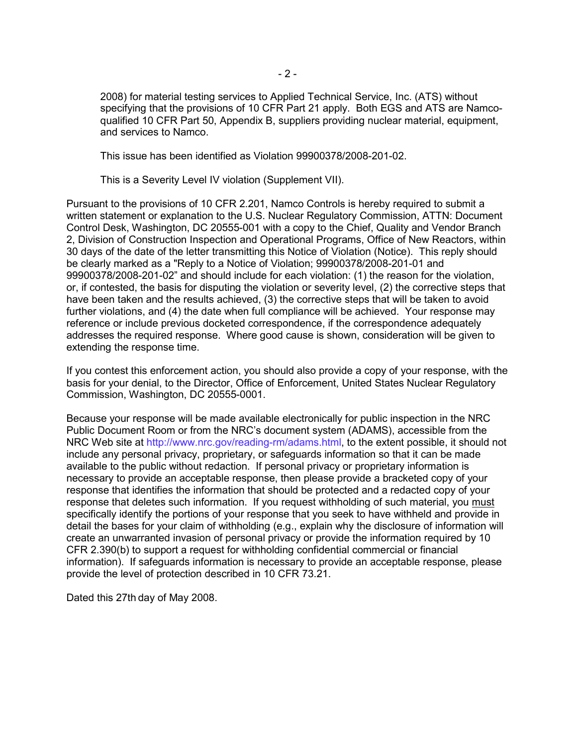2008) for material testing services to Applied Technical Service, Inc. (ATS) without specifying that the provisions of 10 CFR Part 21 apply. Both EGS and ATS are Namco-qualified 10 CFR Part 50, Appendix B, suppliers providing nuclear material, equipment, and services to Namco.

This issue has been identified as Violation 99900378/2008-201-02.

This is a Severity Level IV violation (Supplement VII).

Pursuant to the provisions of 10 CFR 2.201, Namco Controls is hereby required to submit a written statement or explanation to the U.S. Nuclear Regulatory Commission, ATTN: Document Control Desk, Washington, DC 20555-001 with a copy to the Chief, Quality and Vendor Branch 2, Division of Construction Inspection and Operational Programs, Office of New Reactors, within 30 days of the date of the letter transmitting this Notice of Violation (Notice). This reply should be clearly marked as a "Reply to a Notice of Violation; 99900378/2008-201-01 and 99900378/2008-201-02" and should include for each violation: (1) the reason for the violation, or, if contested, the basis for disputing the violation or severity level, (2) the corrective steps that have been taken and the results achieved, (3) the corrective steps that will be taken to avoid further violations, and (4) the date when full compliance will be achieved. Your response may reference or include previous docketed correspondence, if the correspondence adequately addresses the required response. Where good cause is shown, consideration will be given to extending the response time.

If you contest this enforcement action, you should also provide a copy of your response, with the basis for your denial, to the Director, Office of Enforcement, United States Nuclear Regulatory Commission, Washington, DC 20555-0001.

Because your response will be made available electronically for public inspection in the NRC Public Document Room or from the NRC's document system (ADAMS), accessible from the NRC Web site at http://www.nrc.gov/reading-rm/adams.html, to the extent possible, it should not include any personal privacy, proprietary, or safeguards information so that it can be made available to the public without redaction. If personal privacy or proprietary information is necessary to provide an acceptable response, then please provide a bracketed copy of your response that identifies the information that should be protected and a redacted copy of your response that deletes such information. If you request withholding of such material, you must specifically identify the portions of your response that you seek to have withheld and provide in detail the bases for your claim of withholding (e.g., explain why the disclosure of information will create an unwarranted invasion of personal privacy or provide the information required by 10 CFR 2.390(b) to support a request for withholding confidential commercial or financial information). If safeguards information is necessary to provide an acceptable response, please provide the level of protection described in 10 CFR 73.21.

Dated this 27th day of May 2008.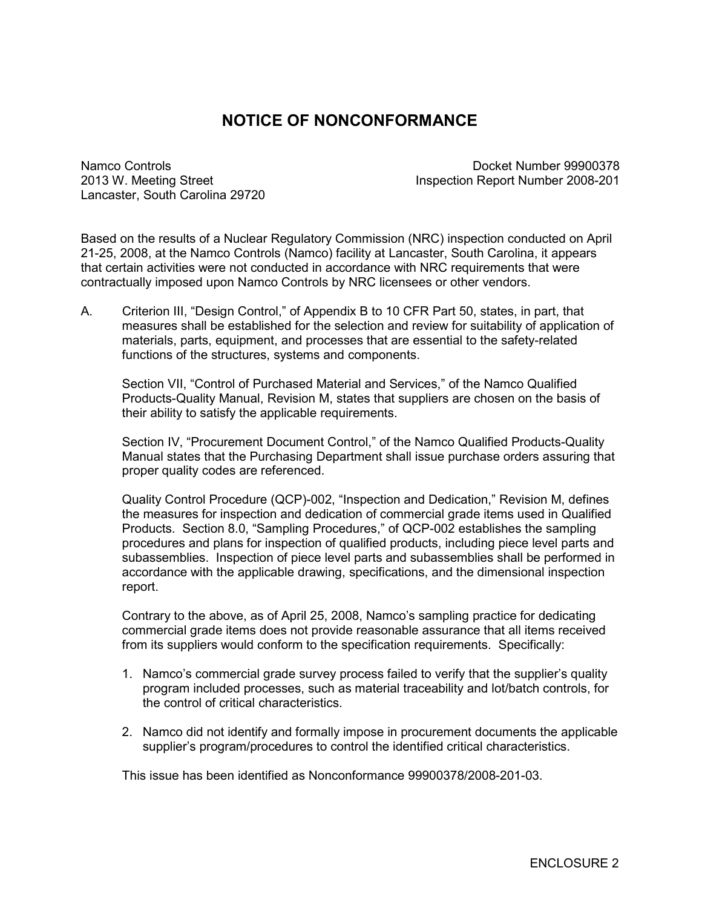# NOTICE OF NONCONFORMANCE

Namco Controls
2013 W. Meeting Street
Lancaster, South Carolina 29720

Docket Number 99900378
Inspection Report Number 2008-201

Based on the results of a Nuclear Regulatory Commission (NRC) inspection conducted on April 21-25, 2008, at the Namco Controls (Namco) facility at Lancaster, South Carolina, it appears that certain activities were not conducted in accordance with NRC requirements that were contractually imposed upon Namco Controls by NRC licensees or other vendors.

A. Criterion III, "Design Control," of Appendix B to 10 CFR Part 50, states, in part, that measures shall be established for the selection and review for suitability of application of materials, parts, equipment, and processes that are essential to the safety-related functions of the structures, systems and components.

   Section VII, "Control of Purchased Material and Services," of the Namco Qualified Products-Quality Manual, Revision M, states that suppliers are chosen on the basis of their ability to satisfy the applicable requirements.

   Section IV, "Procurement Document Control," of the Namco Qualified Products-Quality Manual states that the Purchasing Department shall issue purchase orders assuring that proper quality codes are referenced.

   Quality Control Procedure (QCP)-002, "Inspection and Dedication," Revision M, defines the measures for inspection and dedication of commercial grade items used in Qualified Products. Section 8.0, "Sampling Procedures," of QCP-002 establishes the sampling procedures and plans for inspection of qualified products, including piece level parts and subassemblies. Inspection of piece level parts and subassemblies shall be performed in accordance with the applicable drawing, specifications, and the dimensional inspection report.

   Contrary to the above, as of April 25, 2008, Namco's sampling practice for dedicating commercial grade items does not provide reasonable assurance that all items received from its suppliers would conform to the specification requirements. Specifically:

   1. Namco's commercial grade survey process failed to verify that the supplier's quality program included processes, such as material traceability and lot/batch controls, for the control of critical characteristics.

   2. Namco did not identify and formally impose in procurement documents the applicable supplier's program/procedures to control the identified critical characteristics.

   This issue has been identified as Nonconformance 99900378/2008-201-03.

ENCLOSURE 2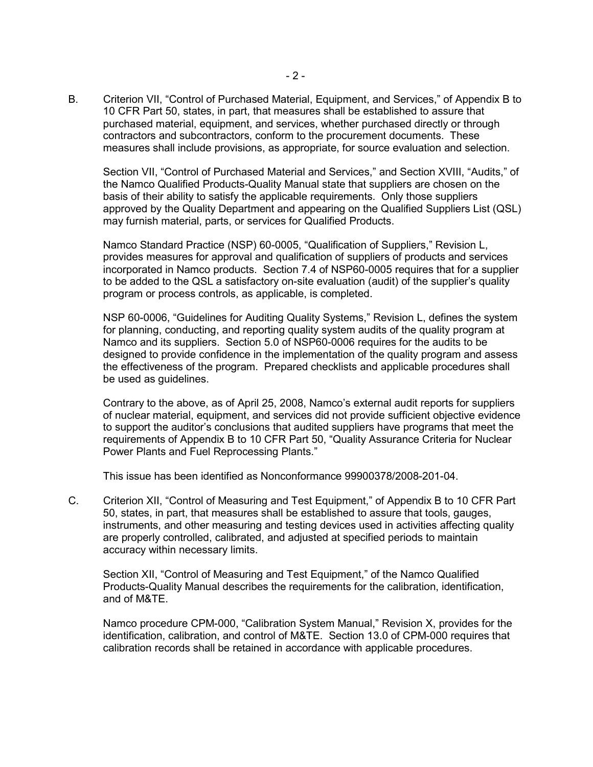B. Criterion VII, "Control of Purchased Material, Equipment, and Services," of Appendix B to 10 CFR Part 50, states, in part, that measures shall be established to assure that purchased material, equipment, and services, whether purchased directly or through contractors and subcontractors, conform to the procurement documents. These measures shall include provisions, as appropriate, for source evaluation and selection.

Section VII, "Control of Purchased Material and Services," and Section XVIII, "Audits," of the Namco Qualified Products-Quality Manual state that suppliers are chosen on the basis of their ability to satisfy the applicable requirements. Only those suppliers approved by the Quality Department and appearing on the Qualified Suppliers List (QSL) may furnish material, parts, or services for Qualified Products.

Namco Standard Practice (NSP) 60-0005, "Qualification of Suppliers," Revision L, provides measures for approval and qualification of suppliers of products and services incorporated in Namco products. Section 7.4 of NSP60-0005 requires that for a supplier to be added to the QSL a satisfactory on-site evaluation (audit) of the supplier's quality program or process controls, as applicable, is completed.

NSP 60-0006, "Guidelines for Auditing Quality Systems," Revision L, defines the system for planning, conducting, and reporting quality system audits of the quality program at Namco and its suppliers. Section 5.0 of NSP60-0006 requires for the audits to be designed to provide confidence in the implementation of the quality program and assess the effectiveness of the program. Prepared checklists and applicable procedures shall be used as guidelines.

Contrary to the above, as of April 25, 2008, Namco's external audit reports for suppliers of nuclear material, equipment, and services did not provide sufficient objective evidence to support the auditor's conclusions that audited suppliers have programs that meet the requirements of Appendix B to 10 CFR Part 50, "Quality Assurance Criteria for Nuclear Power Plants and Fuel Reprocessing Plants."

This issue has been identified as Nonconformance 99900378/2008-201-04.

C. Criterion XII, "Control of Measuring and Test Equipment," of Appendix B to 10 CFR Part 50, states, in part, that measures shall be established to assure that tools, gauges, instruments, and other measuring and testing devices used in activities affecting quality are properly controlled, calibrated, and adjusted at specified periods to maintain accuracy within necessary limits.

Section XII, "Control of Measuring and Test Equipment," of the Namco Qualified Products-Quality Manual describes the requirements for the calibration, identification, and of M&TE.

Namco procedure CPM-000, "Calibration System Manual," Revision X, provides for the identification, calibration, and control of M&TE. Section 13.0 of CPM-000 requires that calibration records shall be retained in accordance with applicable procedures.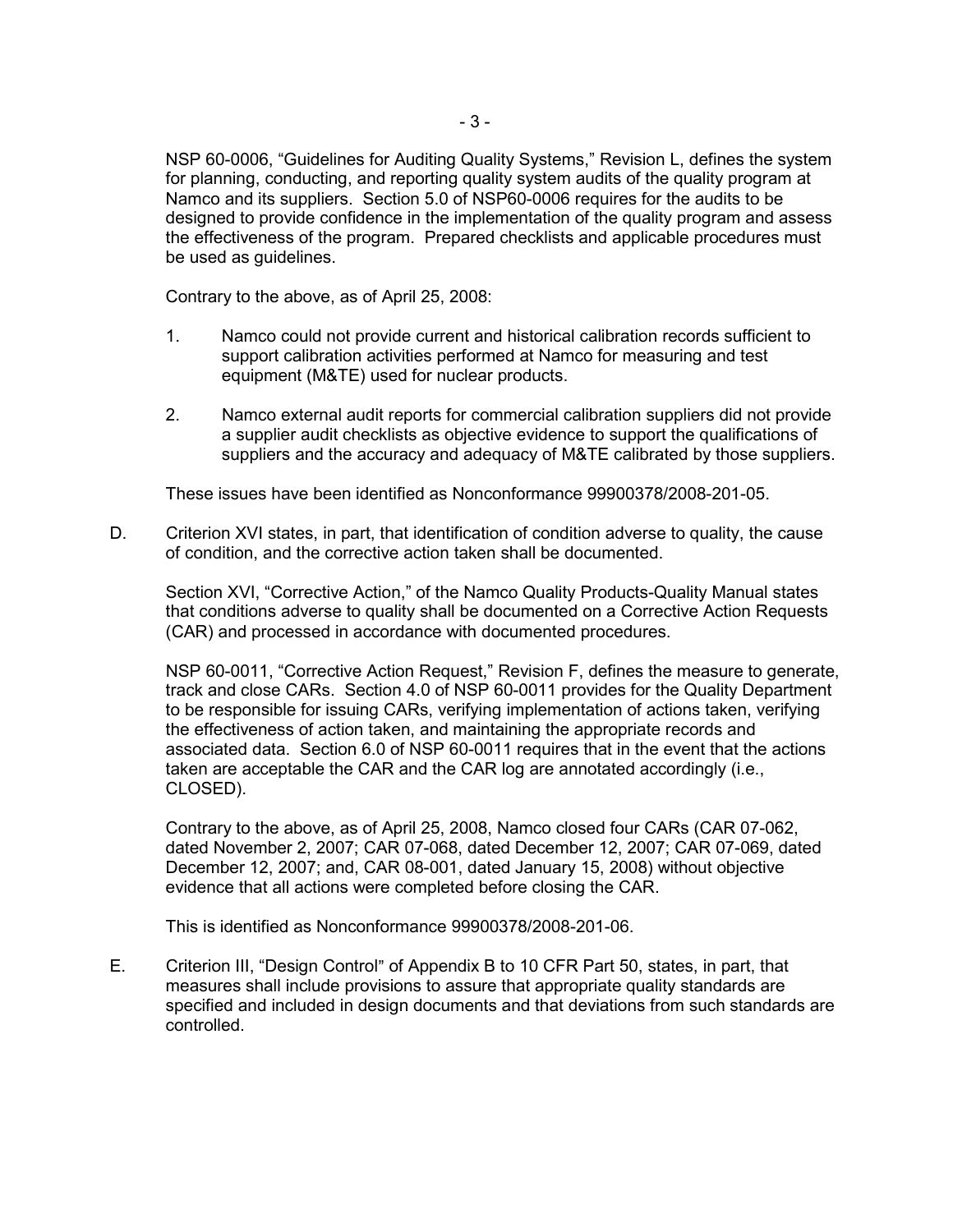NSP 60-0006, "Guidelines for Auditing Quality Systems," Revision L, defines the system for planning, conducting, and reporting quality system audits of the quality program at Namco and its suppliers. Section 5.0 of NSP60-0006 requires for the audits to be designed to provide confidence in the implementation of the quality program and assess the effectiveness of the program. Prepared checklists and applicable procedures must be used as guidelines.

Contrary to the above, as of April 25, 2008:

1. Namco could not provide current and historical calibration records sufficient to support calibration activities performed at Namco for measuring and test equipment (M&TE) used for nuclear products.

2. Namco external audit reports for commercial calibration suppliers did not provide a supplier audit checklists as objective evidence to support the qualifications of suppliers and the accuracy and adequacy of M&TE calibrated by those suppliers.

These issues have been identified as Nonconformance 99900378/2008-201-05.

D. Criterion XVI states, in part, that identification of condition adverse to quality, the cause of condition, and the corrective action taken shall be documented.

Section XVI, "Corrective Action," of the Namco Quality Products-Quality Manual states that conditions adverse to quality shall be documented on a Corrective Action Requests (CAR) and processed in accordance with documented procedures.

NSP 60-0011, "Corrective Action Request," Revision F, defines the measure to generate, track and close CARs. Section 4.0 of NSP 60-0011 provides for the Quality Department to be responsible for issuing CARs, verifying implementation of actions taken, verifying the effectiveness of action taken, and maintaining the appropriate records and associated data. Section 6.0 of NSP 60-0011 requires that in the event that the actions taken are acceptable the CAR and the CAR log are annotated accordingly (i.e., CLOSED).

Contrary to the above, as of April 25, 2008, Namco closed four CARs (CAR 07-062, dated November 2, 2007; CAR 07-068, dated December 12, 2007; CAR 07-069, dated December 12, 2007; and, CAR 08-001, dated January 15, 2008) without objective evidence that all actions were completed before closing the CAR.

This is identified as Nonconformance 99900378/2008-201-06.

E. Criterion III, "Design Control" of Appendix B to 10 CFR Part 50, states, in part, that measures shall include provisions to assure that appropriate quality standards are specified and included in design documents and that deviations from such standards are controlled.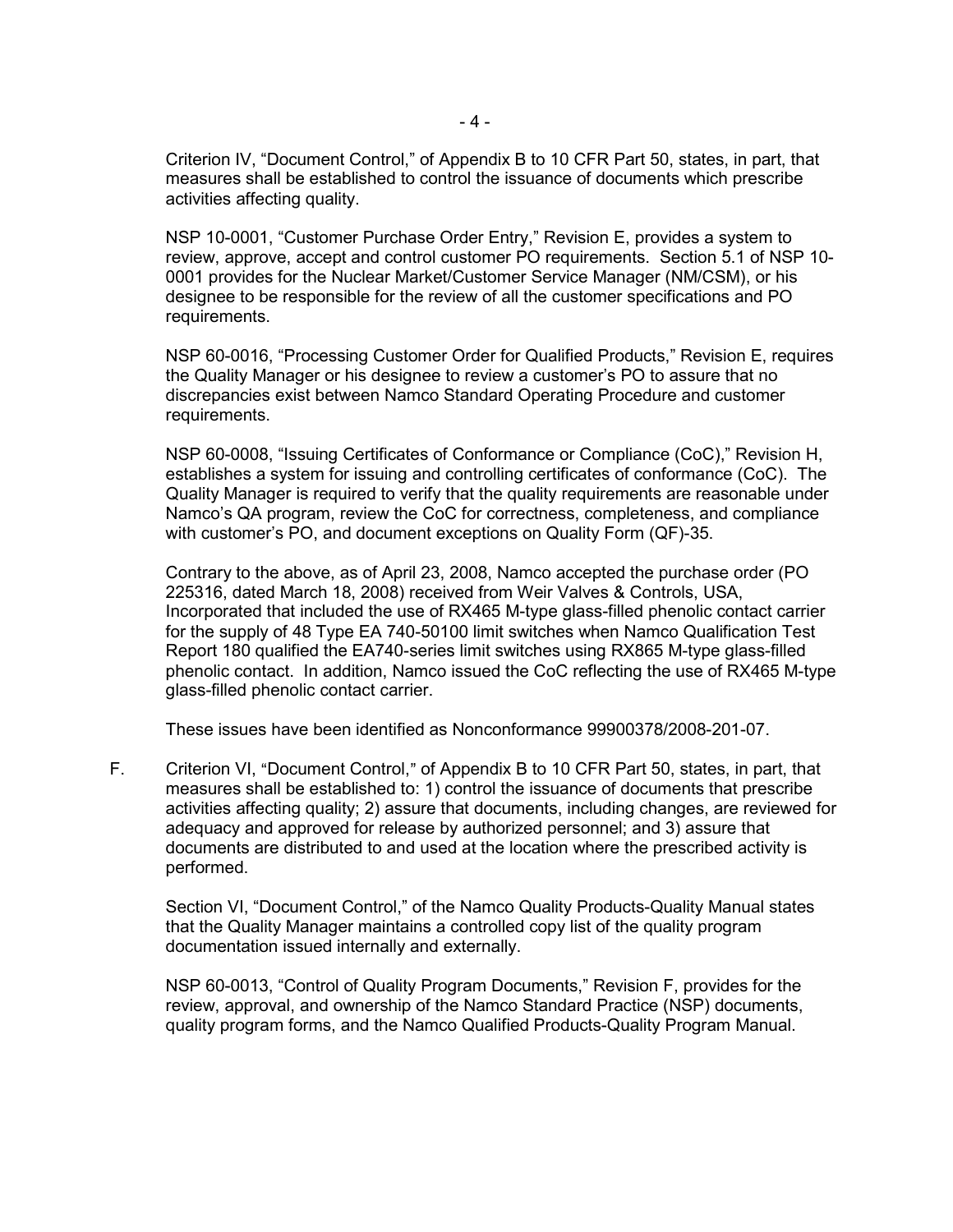Criterion IV, "Document Control," of Appendix B to 10 CFR Part 50, states, in part, that measures shall be established to control the issuance of documents which prescribe activities affecting quality.

NSP 10-0001, "Customer Purchase Order Entry," Revision E, provides a system to review, approve, accept and control customer PO requirements. Section 5.1 of NSP 10-0001 provides for the Nuclear Market/Customer Service Manager (NM/CSM), or his designee to be responsible for the review of all the customer specifications and PO requirements.

NSP 60-0016, "Processing Customer Order for Qualified Products," Revision E, requires the Quality Manager or his designee to review a customer's PO to assure that no discrepancies exist between Namco Standard Operating Procedure and customer requirements.

NSP 60-0008, "Issuing Certificates of Conformance or Compliance (CoC)," Revision H, establishes a system for issuing and controlling certificates of conformance (CoC). The Quality Manager is required to verify that the quality requirements are reasonable under Namco's QA program, review the CoC for correctness, completeness, and compliance with customer's PO, and document exceptions on Quality Form (QF)-35.

Contrary to the above, as of April 23, 2008, Namco accepted the purchase order (PO 225316, dated March 18, 2008) received from Weir Valves & Controls, USA, Incorporated that included the use of RX465 M-type glass-filled phenolic contact carrier for the supply of 48 Type EA 740-50100 limit switches when Namco Qualification Test Report 180 qualified the EA740-series limit switches using RX865 M-type glass-filled phenolic contact. In addition, Namco issued the CoC reflecting the use of RX465 M-type glass-filled phenolic contact carrier.

These issues have been identified as Nonconformance 99900378/2008-201-07.

F. Criterion VI, "Document Control," of Appendix B to 10 CFR Part 50, states, in part, that measures shall be established to: 1) control the issuance of documents that prescribe activities affecting quality; 2) assure that documents, including changes, are reviewed for adequacy and approved for release by authorized personnel; and 3) assure that documents are distributed to and used at the location where the prescribed activity is performed.

Section VI, "Document Control," of the Namco Quality Products-Quality Manual states that the Quality Manager maintains a controlled copy list of the quality program documentation issued internally and externally.

NSP 60-0013, "Control of Quality Program Documents," Revision F, provides for the review, approval, and ownership of the Namco Standard Practice (NSP) documents, quality program forms, and the Namco Qualified Products-Quality Program Manual.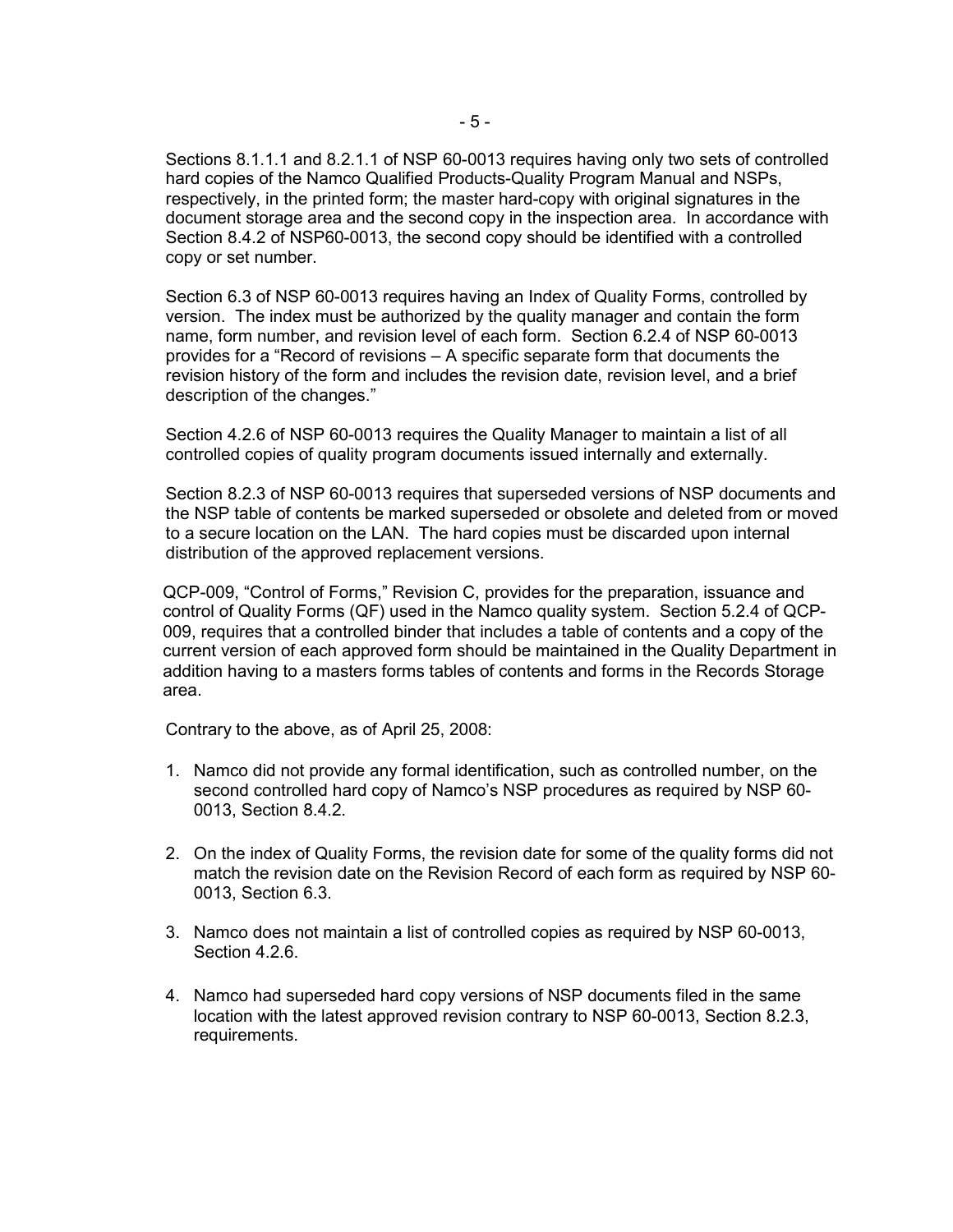Sections 8.1.1.1 and 8.2.1.1 of NSP 60-0013 requires having only two sets of controlled hard copies of the Namco Qualified Products-Quality Program Manual and NSPs, respectively, in the printed form; the master hard-copy with original signatures in the document storage area and the second copy in the inspection area. In accordance with Section 8.4.2 of NSP60-0013, the second copy should be identified with a controlled copy or set number.

Section 6.3 of NSP 60-0013 requires having an Index of Quality Forms, controlled by version. The index must be authorized by the quality manager and contain the form name, form number, and revision level of each form. Section 6.2.4 of NSP 60-0013 provides for a "Record of revisions – A specific separate form that documents the revision history of the form and includes the revision date, revision level, and a brief description of the changes."

Section 4.2.6 of NSP 60-0013 requires the Quality Manager to maintain a list of all controlled copies of quality program documents issued internally and externally.

Section 8.2.3 of NSP 60-0013 requires that superseded versions of NSP documents and the NSP table of contents be marked superseded or obsolete and deleted from or moved to a secure location on the LAN. The hard copies must be discarded upon internal distribution of the approved replacement versions.

QCP-009, "Control of Forms," Revision C, provides for the preparation, issuance and control of Quality Forms (QF) used in the Namco quality system. Section 5.2.4 of QCP-009, requires that a controlled binder that includes a table of contents and a copy of the current version of each approved form should be maintained in the Quality Department in addition having to a masters forms tables of contents and forms in the Records Storage area.

Contrary to the above, as of April 25, 2008:

1. Namco did not provide any formal identification, such as controlled number, on the second controlled hard copy of Namco's NSP procedures as required by NSP 60-0013, Section 8.4.2.

2. On the index of Quality Forms, the revision date for some of the quality forms did not match the revision date on the Revision Record of each form as required by NSP 60-0013, Section 6.3.

3. Namco does not maintain a list of controlled copies as required by NSP 60-0013, Section 4.2.6.

4. Namco had superseded hard copy versions of NSP documents filed in the same location with the latest approved revision contrary to NSP 60-0013, Section 8.2.3, requirements.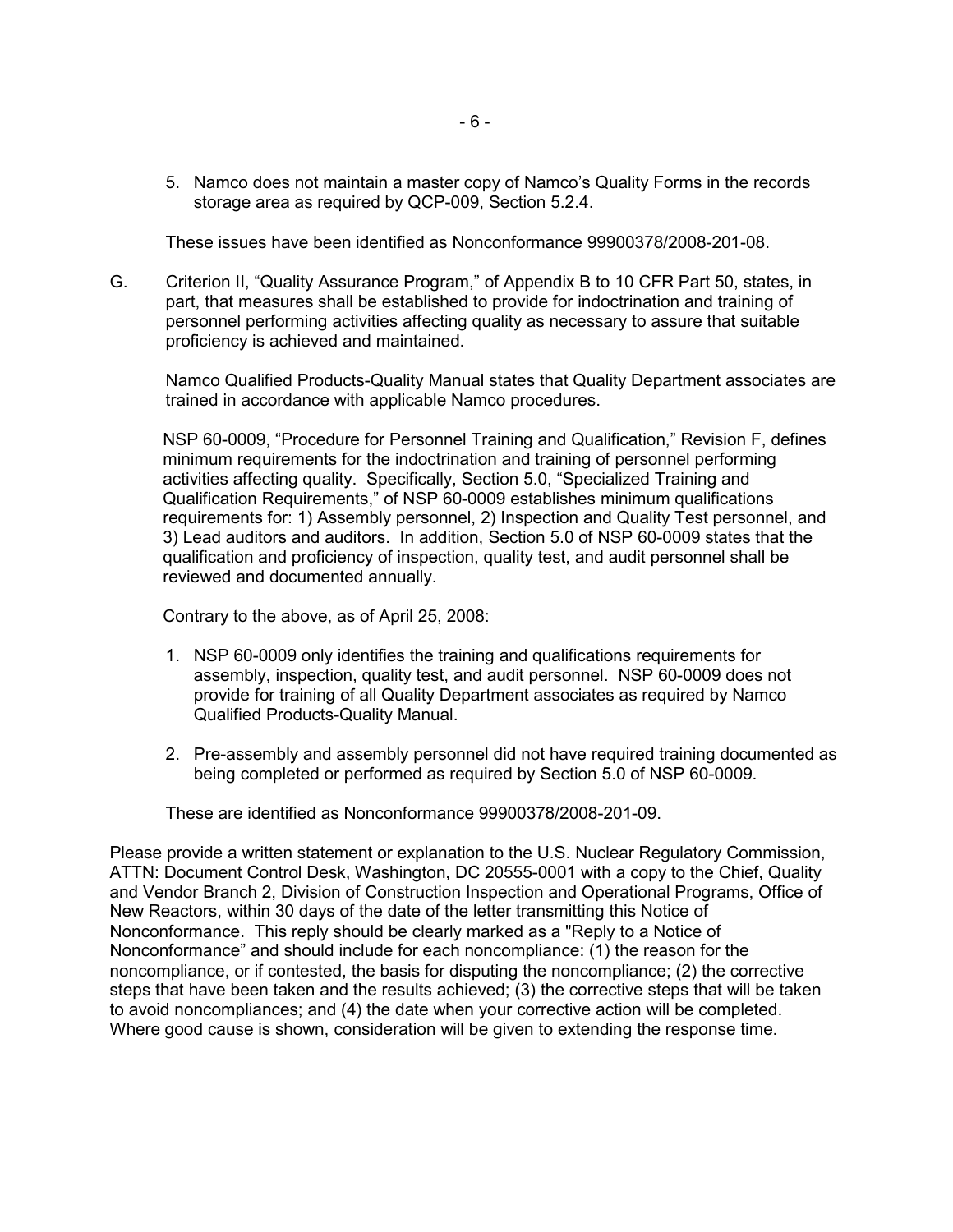5. Namco does not maintain a master copy of Namco's Quality Forms in the records storage area as required by QCP-009, Section 5.2.4.

These issues have been identified as Nonconformance 99900378/2008-201-08.

G. Criterion II, "Quality Assurance Program," of Appendix B to 10 CFR Part 50, states, in part, that measures shall be established to provide for indoctrination and training of personnel performing activities affecting quality as necessary to assure that suitable proficiency is achieved and maintained.

Namco Qualified Products-Quality Manual states that Quality Department associates are trained in accordance with applicable Namco procedures.

NSP 60-0009, "Procedure for Personnel Training and Qualification," Revision F, defines minimum requirements for the indoctrination and training of personnel performing activities affecting quality. Specifically, Section 5.0, "Specialized Training and Qualification Requirements," of NSP 60-0009 establishes minimum qualifications requirements for: 1) Assembly personnel, 2) Inspection and Quality Test personnel, and 3) Lead auditors and auditors. In addition, Section 5.0 of NSP 60-0009 states that the qualification and proficiency of inspection, quality test, and audit personnel shall be reviewed and documented annually.

Contrary to the above, as of April 25, 2008:

1. NSP 60-0009 only identifies the training and qualifications requirements for assembly, inspection, quality test, and audit personnel. NSP 60-0009 does not provide for training of all Quality Department associates as required by Namco Qualified Products-Quality Manual.

2. Pre-assembly and assembly personnel did not have required training documented as being completed or performed as required by Section 5.0 of NSP 60-0009.

These are identified as Nonconformance 99900378/2008-201-09.

Please provide a written statement or explanation to the U.S. Nuclear Regulatory Commission, ATTN: Document Control Desk, Washington, DC 20555-0001 with a copy to the Chief, Quality and Vendor Branch 2, Division of Construction Inspection and Operational Programs, Office of New Reactors, within 30 days of the date of the letter transmitting this Notice of Nonconformance. This reply should be clearly marked as a "Reply to a Notice of Nonconformance" and should include for each noncompliance: (1) the reason for the noncompliance, or if contested, the basis for disputing the noncompliance; (2) the corrective steps that have been taken and the results achieved; (3) the corrective steps that will be taken to avoid noncompliances; and (4) the date when your corrective action will be completed. Where good cause is shown, consideration will be given to extending the response time.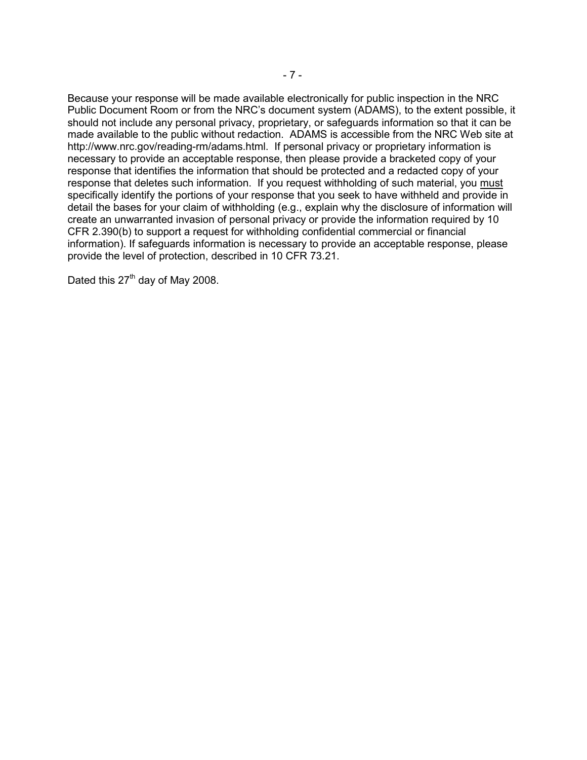Because your response will be made available electronically for public inspection in the NRC Public Document Room or from the NRC's document system (ADAMS), to the extent possible, it should not include any personal privacy, proprietary, or safeguards information so that it can be made available to the public without redaction. ADAMS is accessible from the NRC Web site at http://www.nrc.gov/reading-rm/adams.html. If personal privacy or proprietary information is necessary to provide an acceptable response, then please provide a bracketed copy of your response that identifies the information that should be protected and a redacted copy of your response that deletes such information. If you request withholding of such material, you must specifically identify the portions of your response that you seek to have withheld and provide in detail the bases for your claim of withholding (e.g., explain why the disclosure of information will create an unwarranted invasion of personal privacy or provide the information required by 10 CFR 2.390(b) to support a request for withholding confidential commercial or financial information). If safeguards information is necessary to provide an acceptable response, please provide the level of protection, described in 10 CFR 73.21.

Dated this 27th day of May 2008.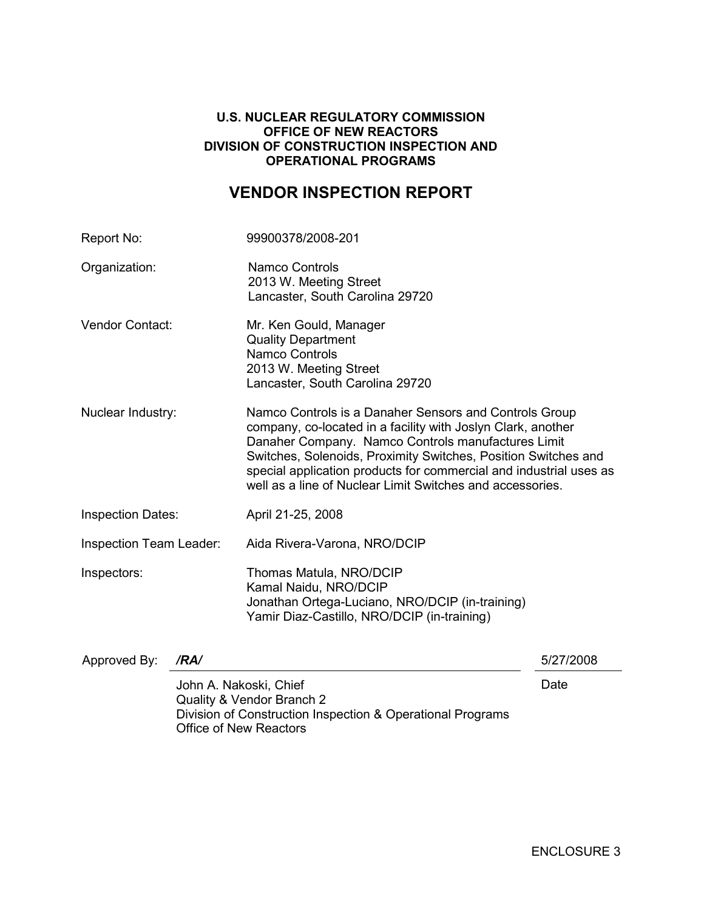**U.S. NUCLEAR REGULATORY COMMISSION**
**OFFICE OF NEW REACTORS**
**DIVISION OF CONSTRUCTION INSPECTION AND OPERATIONAL PROGRAMS**

# VENDOR INSPECTION REPORT

| | |
|---|---|
| Report No: | 99900378/2008-201 |
| Organization: | Namco Controls<br>2013 W. Meeting Street<br>Lancaster, South Carolina 29720 |
| Vendor Contact: | Mr. Ken Gould, Manager<br>Quality Department<br>Namco Controls<br>2013 W. Meeting Street<br>Lancaster, South Carolina 29720 |
| Nuclear Industry: | Namco Controls is a Danaher Sensors and Controls Group company, co-located in a facility with Joslyn Clark, another Danaher Company. Namco Controls manufactures Limit Switches, Solenoids, Proximity Switches, Position Switches and special application products for commercial and industrial uses as well as a line of Nuclear Limit Switches and accessories. |
| Inspection Dates: | April 21-25, 2008 |
| Inspection Team Leader: | Aida Rivera-Varona, NRO/DCIP |
| Inspectors: | Thomas Matula, NRO/DCIP<br>Kamal Naidu, NRO/DCIP<br>Jonathan Ortega-Luciano, NRO/DCIP (in-training)<br>Yamir Diaz-Castillo, NRO/DCIP (in-training) |

Approved By: ***/RA/*** 5/27/2008

John A. Nakoski, Chief
Quality & Vendor Branch 2
Division of Construction Inspection & Operational Programs
Office of New Reactors

Date

ENCLOSURE 3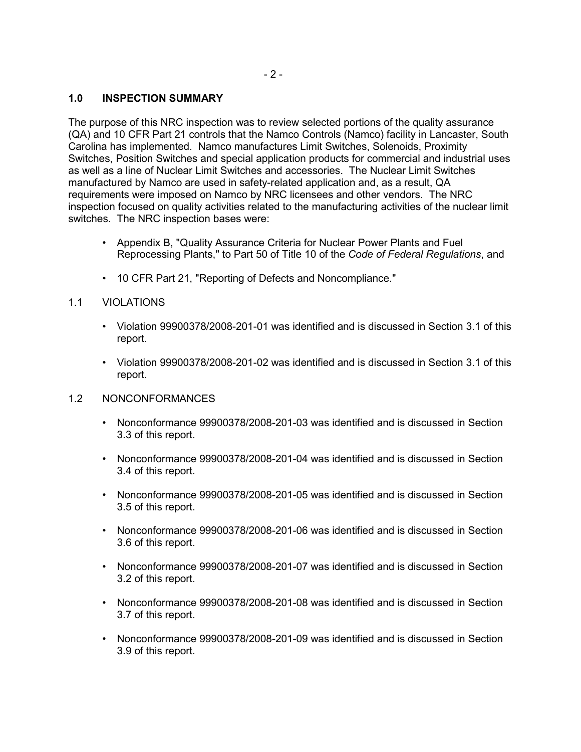## 1.0 INSPECTION SUMMARY

The purpose of this NRC inspection was to review selected portions of the quality assurance (QA) and 10 CFR Part 21 controls that the Namco Controls (Namco) facility in Lancaster, South Carolina has implemented. Namco manufactures Limit Switches, Solenoids, Proximity Switches, Position Switches and special application products for commercial and industrial uses as well as a line of Nuclear Limit Switches and accessories. The Nuclear Limit Switches manufactured by Namco are used in safety-related application and, as a result, QA requirements were imposed on Namco by NRC licensees and other vendors. The NRC inspection focused on quality activities related to the manufacturing activities of the nuclear limit switches. The NRC inspection bases were:

- Appendix B, "Quality Assurance Criteria for Nuclear Power Plants and Fuel Reprocessing Plants," to Part 50 of Title 10 of the *Code of Federal Regulations*, and
- 10 CFR Part 21, "Reporting of Defects and Noncompliance."

### 1.1 VIOLATIONS

- Violation 99900378/2008-201-01 was identified and is discussed in Section 3.1 of this report.
- Violation 99900378/2008-201-02 was identified and is discussed in Section 3.1 of this report.

### 1.2 NONCONFORMANCES

- Nonconformance 99900378/2008-201-03 was identified and is discussed in Section 3.3 of this report.
- Nonconformance 99900378/2008-201-04 was identified and is discussed in Section 3.4 of this report.
- Nonconformance 99900378/2008-201-05 was identified and is discussed in Section 3.5 of this report.
- Nonconformance 99900378/2008-201-06 was identified and is discussed in Section 3.6 of this report.
- Nonconformance 99900378/2008-201-07 was identified and is discussed in Section 3.2 of this report.
- Nonconformance 99900378/2008-201-08 was identified and is discussed in Section 3.7 of this report.
- Nonconformance 99900378/2008-201-09 was identified and is discussed in Section 3.9 of this report.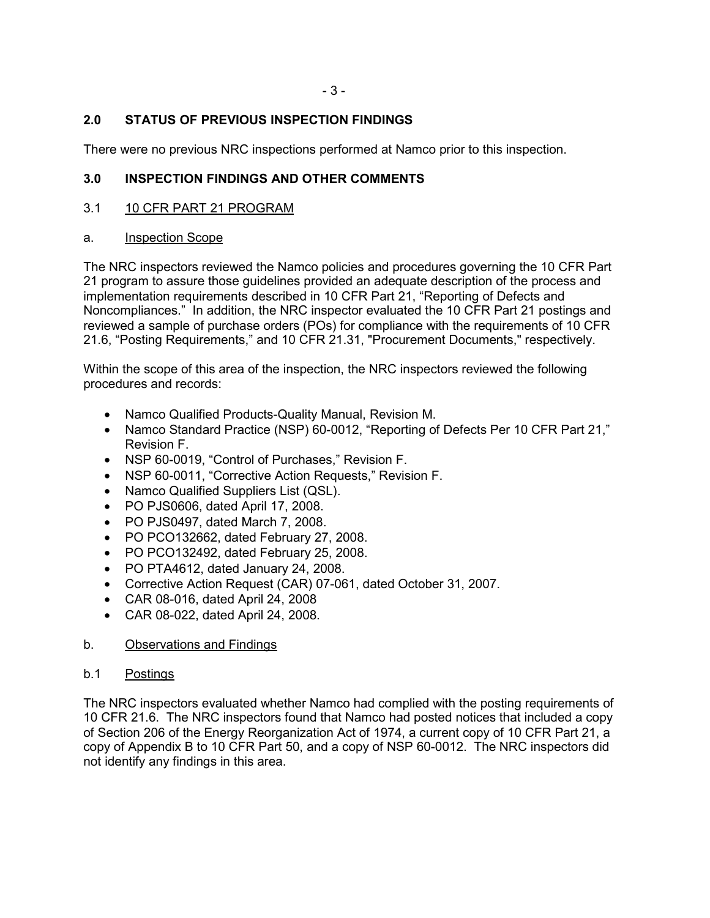## 2.0 STATUS OF PREVIOUS INSPECTION FINDINGS

There were no previous NRC inspections performed at Namco prior to this inspection.

## 3.0 INSPECTION FINDINGS AND OTHER COMMENTS

### 3.1 10 CFR PART 21 PROGRAM

#### a. Inspection Scope

The NRC inspectors reviewed the Namco policies and procedures governing the 10 CFR Part 21 program to assure those guidelines provided an adequate description of the process and implementation requirements described in 10 CFR Part 21, "Reporting of Defects and Noncompliances." In addition, the NRC inspector evaluated the 10 CFR Part 21 postings and reviewed a sample of purchase orders (POs) for compliance with the requirements of 10 CFR 21.6, "Posting Requirements," and 10 CFR 21.31, "Procurement Documents," respectively.

Within the scope of this area of the inspection, the NRC inspectors reviewed the following procedures and records:

- Namco Qualified Products-Quality Manual, Revision M.
- Namco Standard Practice (NSP) 60-0012, "Reporting of Defects Per 10 CFR Part 21," Revision F.
- NSP 60-0019, "Control of Purchases," Revision F.
- NSP 60-0011, "Corrective Action Requests," Revision F.
- Namco Qualified Suppliers List (QSL).
- PO PJS0606, dated April 17, 2008.
- PO PJS0497, dated March 7, 2008.
- PO PCO132662, dated February 27, 2008.
- PO PCO132492, dated February 25, 2008.
- PO PTA4612, dated January 24, 2008.
- Corrective Action Request (CAR) 07-061, dated October 31, 2007.
- CAR 08-016, dated April 24, 2008
- CAR 08-022, dated April 24, 2008.

#### b. Observations and Findings

##### b.1 Postings

The NRC inspectors evaluated whether Namco had complied with the posting requirements of 10 CFR 21.6. The NRC inspectors found that Namco had posted notices that included a copy of Section 206 of the Energy Reorganization Act of 1974, a current copy of 10 CFR Part 21, a copy of Appendix B to 10 CFR Part 50, and a copy of NSP 60-0012. The NRC inspectors did not identify any findings in this area.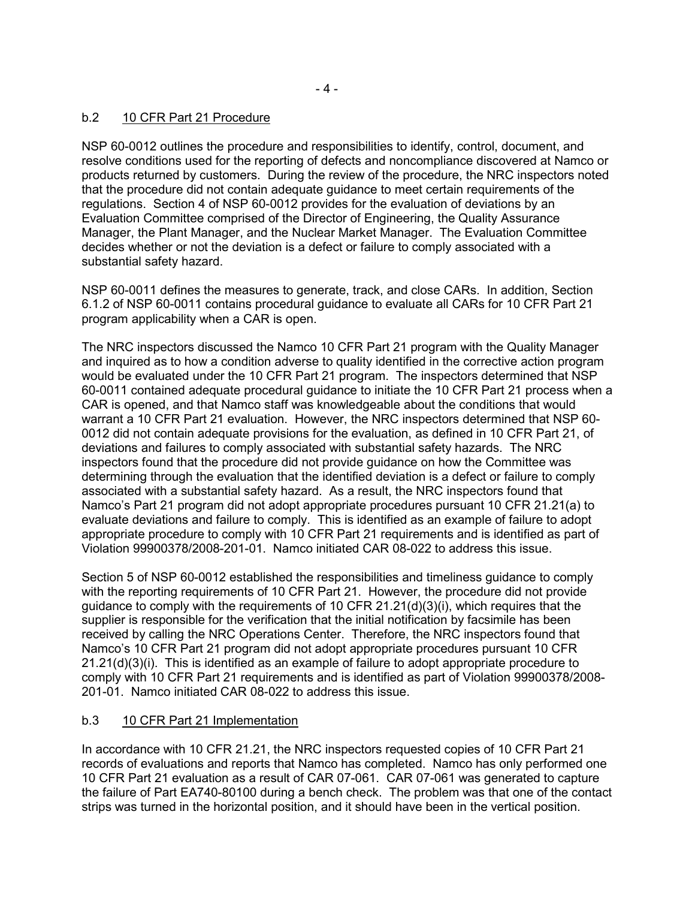### b.2 10 CFR Part 21 Procedure

NSP 60-0012 outlines the procedure and responsibilities to identify, control, document, and resolve conditions used for the reporting of defects and noncompliance discovered at Namco or products returned by customers. During the review of the procedure, the NRC inspectors noted that the procedure did not contain adequate guidance to meet certain requirements of the regulations. Section 4 of NSP 60-0012 provides for the evaluation of deviations by an Evaluation Committee comprised of the Director of Engineering, the Quality Assurance Manager, the Plant Manager, and the Nuclear Market Manager. The Evaluation Committee decides whether or not the deviation is a defect or failure to comply associated with a substantial safety hazard.

NSP 60-0011 defines the measures to generate, track, and close CARs. In addition, Section 6.1.2 of NSP 60-0011 contains procedural guidance to evaluate all CARs for 10 CFR Part 21 program applicability when a CAR is open.

The NRC inspectors discussed the Namco 10 CFR Part 21 program with the Quality Manager and inquired as to how a condition adverse to quality identified in the corrective action program would be evaluated under the 10 CFR Part 21 program. The inspectors determined that NSP 60-0011 contained adequate procedural guidance to initiate the 10 CFR Part 21 process when a CAR is opened, and that Namco staff was knowledgeable about the conditions that would warrant a 10 CFR Part 21 evaluation. However, the NRC inspectors determined that NSP 60-0012 did not contain adequate provisions for the evaluation, as defined in 10 CFR Part 21, of deviations and failures to comply associated with substantial safety hazards. The NRC inspectors found that the procedure did not provide guidance on how the Committee was determining through the evaluation that the identified deviation is a defect or failure to comply associated with a substantial safety hazard. As a result, the NRC inspectors found that Namco's Part 21 program did not adopt appropriate procedures pursuant 10 CFR 21.21(a) to evaluate deviations and failure to comply. This is identified as an example of failure to adopt appropriate procedure to comply with 10 CFR Part 21 requirements and is identified as part of Violation 99900378/2008-201-01. Namco initiated CAR 08-022 to address this issue.

Section 5 of NSP 60-0012 established the responsibilities and timeliness guidance to comply with the reporting requirements of 10 CFR Part 21. However, the procedure did not provide guidance to comply with the requirements of 10 CFR 21.21(d)(3)(i), which requires that the supplier is responsible for the verification that the initial notification by facsimile has been received by calling the NRC Operations Center. Therefore, the NRC inspectors found that Namco's 10 CFR Part 21 program did not adopt appropriate procedures pursuant 10 CFR 21.21(d)(3)(i). This is identified as an example of failure to adopt appropriate procedure to comply with 10 CFR Part 21 requirements and is identified as part of Violation 99900378/2008-201-01. Namco initiated CAR 08-022 to address this issue.

### b.3 10 CFR Part 21 Implementation

In accordance with 10 CFR 21.21, the NRC inspectors requested copies of 10 CFR Part 21 records of evaluations and reports that Namco has completed. Namco has only performed one 10 CFR Part 21 evaluation as a result of CAR 07-061. CAR 07-061 was generated to capture the failure of Part EA740-80100 during a bench check. The problem was that one of the contact strips was turned in the horizontal position, and it should have been in the vertical position.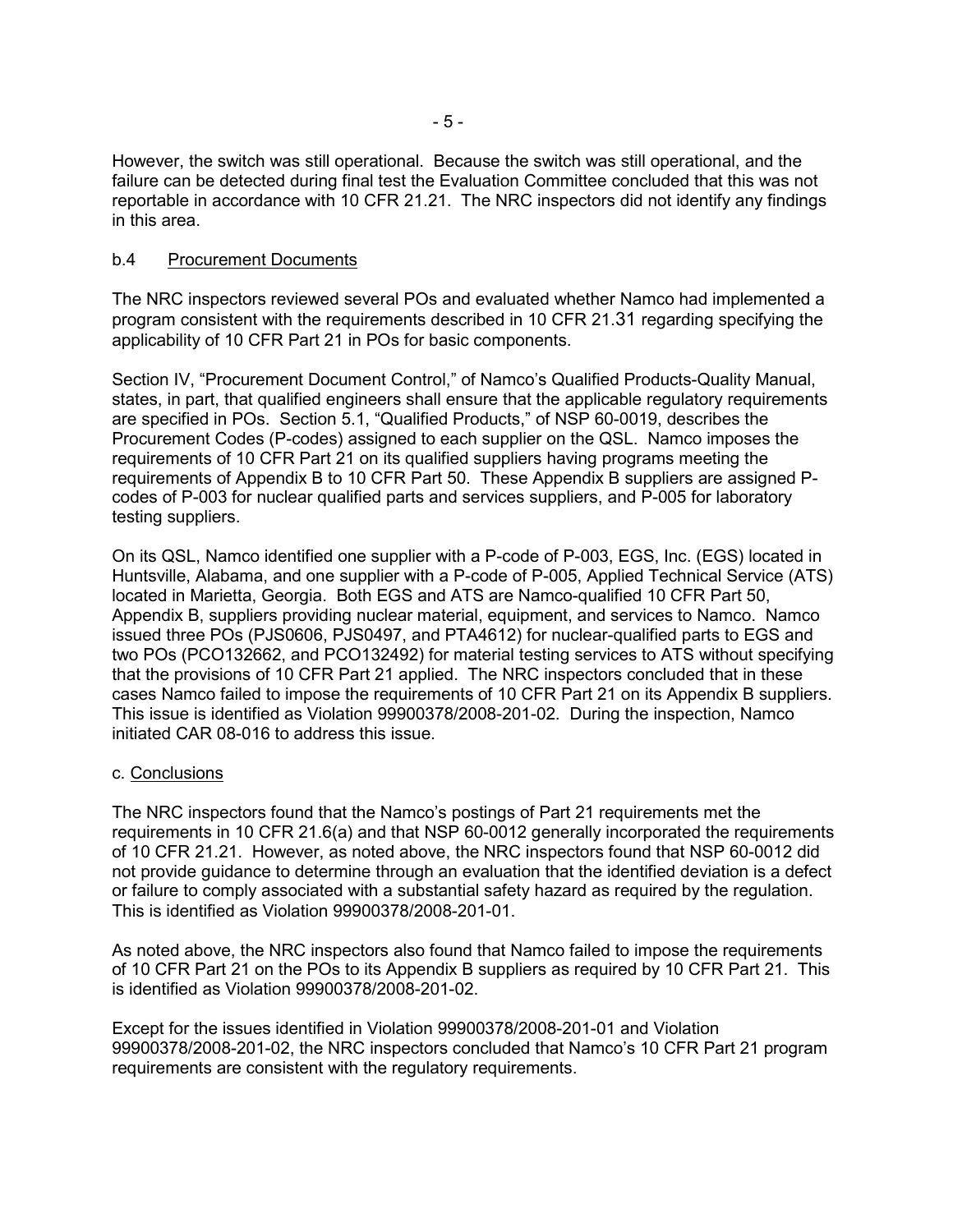However, the switch was still operational. Because the switch was still operational, and the failure can be detected during final test the Evaluation Committee concluded that this was not reportable in accordance with 10 CFR 21.21. The NRC inspectors did not identify any findings in this area.

### b.4 Procurement Documents

The NRC inspectors reviewed several POs and evaluated whether Namco had implemented a program consistent with the requirements described in 10 CFR 21.31 regarding specifying the applicability of 10 CFR Part 21 in POs for basic components.

Section IV, "Procurement Document Control," of Namco's Qualified Products-Quality Manual, states, in part, that qualified engineers shall ensure that the applicable regulatory requirements are specified in POs. Section 5.1, "Qualified Products," of NSP 60-0019, describes the Procurement Codes (P-codes) assigned to each supplier on the QSL. Namco imposes the requirements of 10 CFR Part 21 on its qualified suppliers having programs meeting the requirements of Appendix B to 10 CFR Part 50. These Appendix B suppliers are assigned P-codes of P-003 for nuclear qualified parts and services suppliers, and P-005 for laboratory testing suppliers.

On its QSL, Namco identified one supplier with a P-code of P-003, EGS, Inc. (EGS) located in Huntsville, Alabama, and one supplier with a P-code of P-005, Applied Technical Service (ATS) located in Marietta, Georgia. Both EGS and ATS are Namco-qualified 10 CFR Part 50, Appendix B, suppliers providing nuclear material, equipment, and services to Namco. Namco issued three POs (PJS0606, PJS0497, and PTA4612) for nuclear-qualified parts to EGS and two POs (PCO132662, and PCO132492) for material testing services to ATS without specifying that the provisions of 10 CFR Part 21 applied. The NRC inspectors concluded that in these cases Namco failed to impose the requirements of 10 CFR Part 21 on its Appendix B suppliers. This issue is identified as Violation 99900378/2008-201-02. During the inspection, Namco initiated CAR 08-016 to address this issue.

### c. Conclusions

The NRC inspectors found that the Namco's postings of Part 21 requirements met the requirements in 10 CFR 21.6(a) and that NSP 60-0012 generally incorporated the requirements of 10 CFR 21.21. However, as noted above, the NRC inspectors found that NSP 60-0012 did not provide guidance to determine through an evaluation that the identified deviation is a defect or failure to comply associated with a substantial safety hazard as required by the regulation. This is identified as Violation 99900378/2008-201-01.

As noted above, the NRC inspectors also found that Namco failed to impose the requirements of 10 CFR Part 21 on the POs to its Appendix B suppliers as required by 10 CFR Part 21. This is identified as Violation 99900378/2008-201-02.

Except for the issues identified in Violation 99900378/2008-201-01 and Violation 99900378/2008-201-02, the NRC inspectors concluded that Namco's 10 CFR Part 21 program requirements are consistent with the regulatory requirements.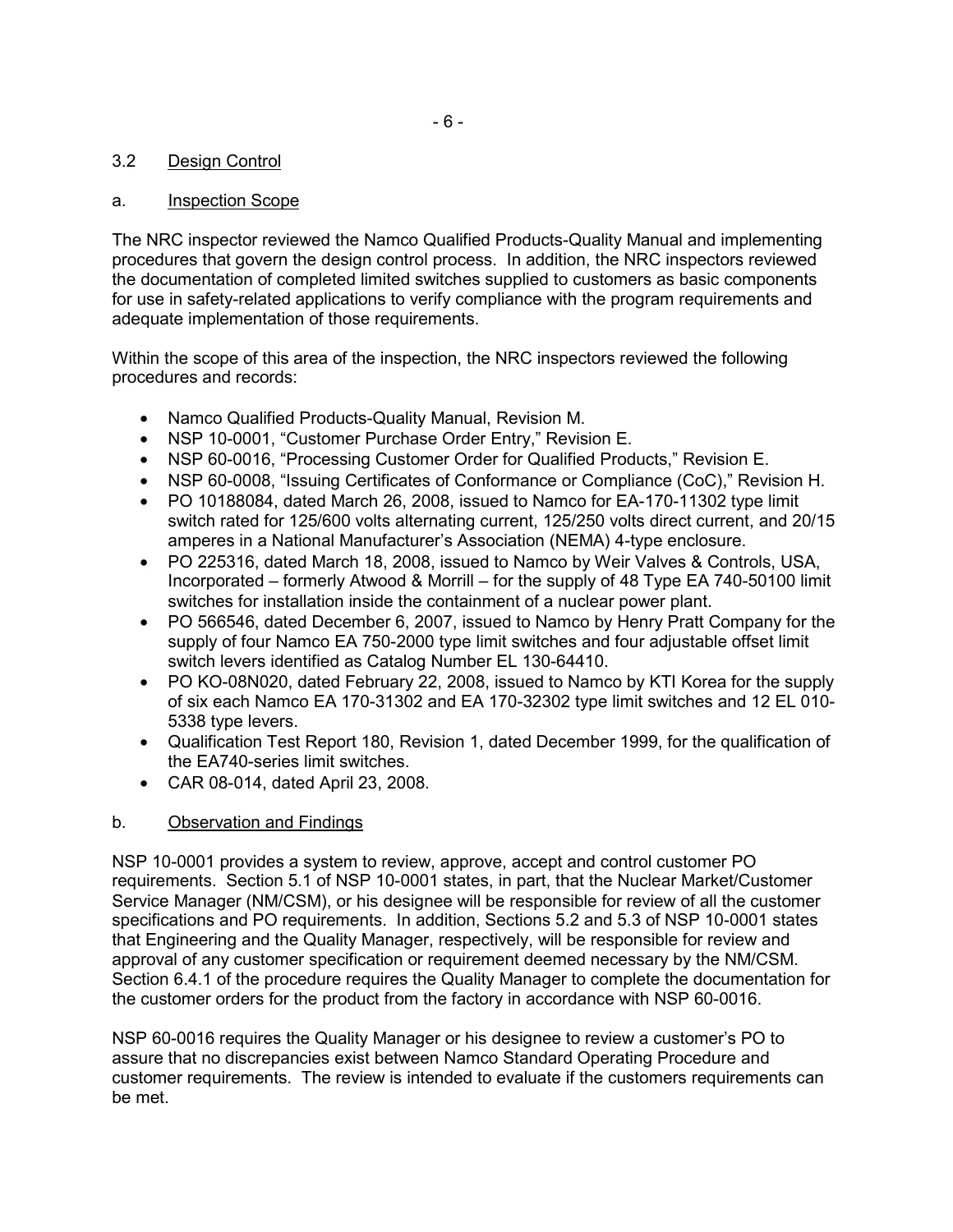## 3.2 Design Control

### a. Inspection Scope

The NRC inspector reviewed the Namco Qualified Products-Quality Manual and implementing procedures that govern the design control process. In addition, the NRC inspectors reviewed the documentation of completed limited switches supplied to customers as basic components for use in safety-related applications to verify compliance with the program requirements and adequate implementation of those requirements.

Within the scope of this area of the inspection, the NRC inspectors reviewed the following procedures and records:

- Namco Qualified Products-Quality Manual, Revision M.
- NSP 10-0001, "Customer Purchase Order Entry," Revision E.
- NSP 60-0016, "Processing Customer Order for Qualified Products," Revision E.
- NSP 60-0008, "Issuing Certificates of Conformance or Compliance (CoC)," Revision H.
- PO 10188084, dated March 26, 2008, issued to Namco for EA-170-11302 type limit switch rated for 125/600 volts alternating current, 125/250 volts direct current, and 20/15 amperes in a National Manufacturer's Association (NEMA) 4-type enclosure.
- PO 225316, dated March 18, 2008, issued to Namco by Weir Valves & Controls, USA, Incorporated – formerly Atwood & Morrill – for the supply of 48 Type EA 740-50100 limit switches for installation inside the containment of a nuclear power plant.
- PO 566546, dated December 6, 2007, issued to Namco by Henry Pratt Company for the supply of four Namco EA 750-2000 type limit switches and four adjustable offset limit switch levers identified as Catalog Number EL 130-64410.
- PO KO-08N020, dated February 22, 2008, issued to Namco by KTI Korea for the supply of six each Namco EA 170-31302 and EA 170-32302 type limit switches and 12 EL 010-5338 type levers.
- Qualification Test Report 180, Revision 1, dated December 1999, for the qualification of the EA740-series limit switches.
- CAR 08-014, dated April 23, 2008.

### b. Observation and Findings

NSP 10-0001 provides a system to review, approve, accept and control customer PO requirements. Section 5.1 of NSP 10-0001 states, in part, that the Nuclear Market/Customer Service Manager (NM/CSM), or his designee will be responsible for review of all the customer specifications and PO requirements. In addition, Sections 5.2 and 5.3 of NSP 10-0001 states that Engineering and the Quality Manager, respectively, will be responsible for review and approval of any customer specification or requirement deemed necessary by the NM/CSM. Section 6.4.1 of the procedure requires the Quality Manager to complete the documentation for the customer orders for the product from the factory in accordance with NSP 60-0016.

NSP 60-0016 requires the Quality Manager or his designee to review a customer's PO to assure that no discrepancies exist between Namco Standard Operating Procedure and customer requirements. The review is intended to evaluate if the customers requirements can be met.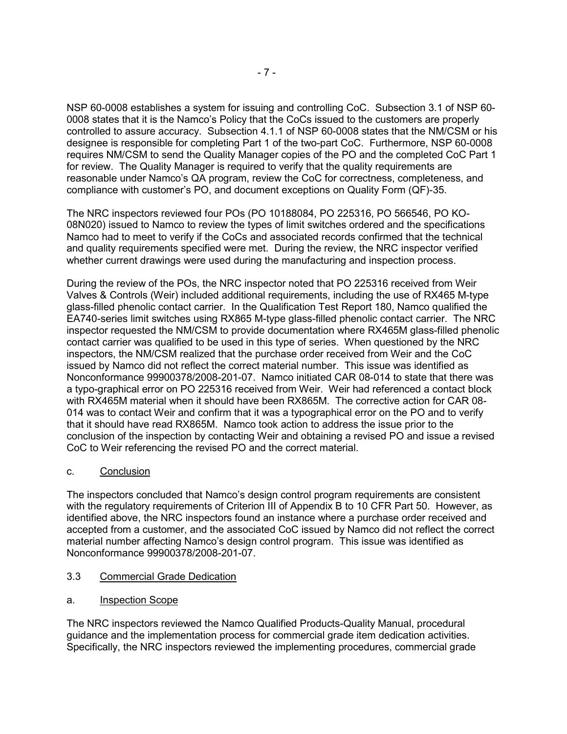NSP 60-0008 establishes a system for issuing and controlling CoC. Subsection 3.1 of NSP 60-0008 states that it is the Namco's Policy that the CoCs issued to the customers are properly controlled to assure accuracy. Subsection 4.1.1 of NSP 60-0008 states that the NM/CSM or his designee is responsible for completing Part 1 of the two-part CoC. Furthermore, NSP 60-0008 requires NM/CSM to send the Quality Manager copies of the PO and the completed CoC Part 1 for review. The Quality Manager is required to verify that the quality requirements are reasonable under Namco's QA program, review the CoC for correctness, completeness, and compliance with customer's PO, and document exceptions on Quality Form (QF)-35.

The NRC inspectors reviewed four POs (PO 10188084, PO 225316, PO 566546, PO KO-08N020) issued to Namco to review the types of limit switches ordered and the specifications Namco had to meet to verify if the CoCs and associated records confirmed that the technical and quality requirements specified were met. During the review, the NRC inspector verified whether current drawings were used during the manufacturing and inspection process.

During the review of the POs, the NRC inspector noted that PO 225316 received from Weir Valves & Controls (Weir) included additional requirements, including the use of RX465 M-type glass-filled phenolic contact carrier. In the Qualification Test Report 180, Namco qualified the EA740-series limit switches using RX865 M-type glass-filled phenolic contact carrier. The NRC inspector requested the NM/CSM to provide documentation where RX465M glass-filled phenolic contact carrier was qualified to be used in this type of series. When questioned by the NRC inspectors, the NM/CSM realized that the purchase order received from Weir and the CoC issued by Namco did not reflect the correct material number. This issue was identified as Nonconformance 99900378/2008-201-07. Namco initiated CAR 08-014 to state that there was a typo-graphical error on PO 225316 received from Weir. Weir had referenced a contact block with RX465M material when it should have been RX865M. The corrective action for CAR 08-014 was to contact Weir and confirm that it was a typographical error on the PO and to verify that it should have read RX865M. Namco took action to address the issue prior to the conclusion of the inspection by contacting Weir and obtaining a revised PO and issue a revised CoC to Weir referencing the revised PO and the correct material.

c. Conclusion

The inspectors concluded that Namco's design control program requirements are consistent with the regulatory requirements of Criterion III of Appendix B to 10 CFR Part 50. However, as identified above, the NRC inspectors found an instance where a purchase order received and accepted from a customer, and the associated CoC issued by Namco did not reflect the correct material number affecting Namco's design control program. This issue was identified as Nonconformance 99900378/2008-201-07.

## 3.3 Commercial Grade Dedication

a. Inspection Scope

The NRC inspectors reviewed the Namco Qualified Products-Quality Manual, procedural guidance and the implementation process for commercial grade item dedication activities. Specifically, the NRC inspectors reviewed the implementing procedures, commercial grade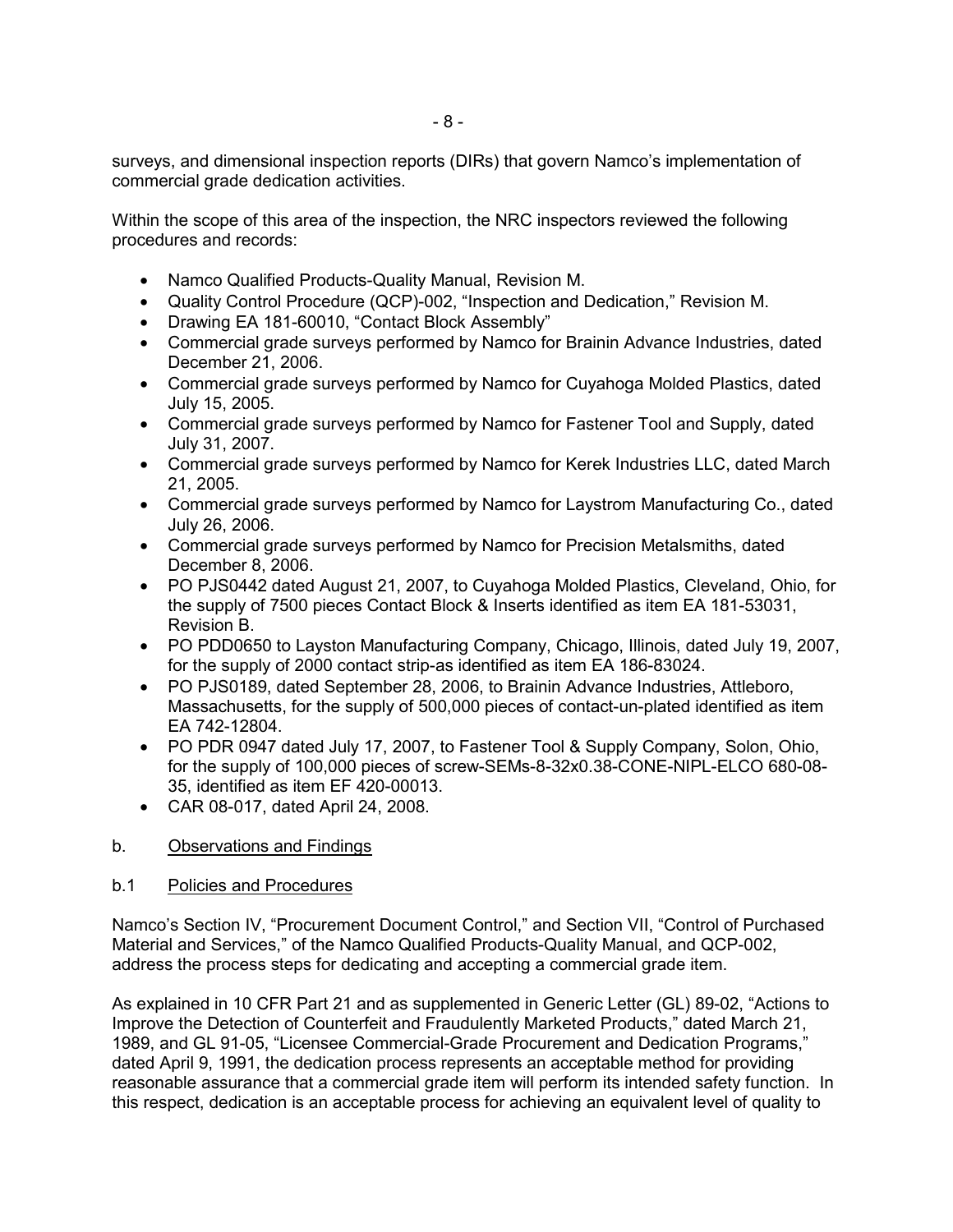surveys, and dimensional inspection reports (DIRs) that govern Namco's implementation of commercial grade dedication activities.

Within the scope of this area of the inspection, the NRC inspectors reviewed the following procedures and records:

- Namco Qualified Products-Quality Manual, Revision M.
- Quality Control Procedure (QCP)-002, "Inspection and Dedication," Revision M.
- Drawing EA 181-60010, "Contact Block Assembly"
- Commercial grade surveys performed by Namco for Brainin Advance Industries, dated December 21, 2006.
- Commercial grade surveys performed by Namco for Cuyahoga Molded Plastics, dated July 15, 2005.
- Commercial grade surveys performed by Namco for Fastener Tool and Supply, dated July 31, 2007.
- Commercial grade surveys performed by Namco for Kerek Industries LLC, dated March 21, 2005.
- Commercial grade surveys performed by Namco for Laystrom Manufacturing Co., dated July 26, 2006.
- Commercial grade surveys performed by Namco for Precision Metalsmiths, dated December 8, 2006.
- PO PJS0442 dated August 21, 2007, to Cuyahoga Molded Plastics, Cleveland, Ohio, for the supply of 7500 pieces Contact Block & Inserts identified as item EA 181-53031, Revision B.
- PO PDD0650 to Layston Manufacturing Company, Chicago, Illinois, dated July 19, 2007, for the supply of 2000 contact strip-as identified as item EA 186-83024.
- PO PJS0189, dated September 28, 2006, to Brainin Advance Industries, Attleboro, Massachusetts, for the supply of 500,000 pieces of contact-un-plated identified as item EA 742-12804.
- PO PDR 0947 dated July 17, 2007, to Fastener Tool & Supply Company, Solon, Ohio, for the supply of 100,000 pieces of screw-SEMs-8-32x0.38-CONE-NIPL-ELCO 680-08-35, identified as item EF 420-00013.
- CAR 08-017, dated April 24, 2008.

b. Observations and Findings

b.1 Policies and Procedures

Namco's Section IV, "Procurement Document Control," and Section VII, "Control of Purchased Material and Services," of the Namco Qualified Products-Quality Manual, and QCP-002, address the process steps for dedicating and accepting a commercial grade item.

As explained in 10 CFR Part 21 and as supplemented in Generic Letter (GL) 89-02, "Actions to Improve the Detection of Counterfeit and Fraudulently Marketed Products," dated March 21, 1989, and GL 91-05, "Licensee Commercial-Grade Procurement and Dedication Programs," dated April 9, 1991, the dedication process represents an acceptable method for providing reasonable assurance that a commercial grade item will perform its intended safety function. In this respect, dedication is an acceptable process for achieving an equivalent level of quality to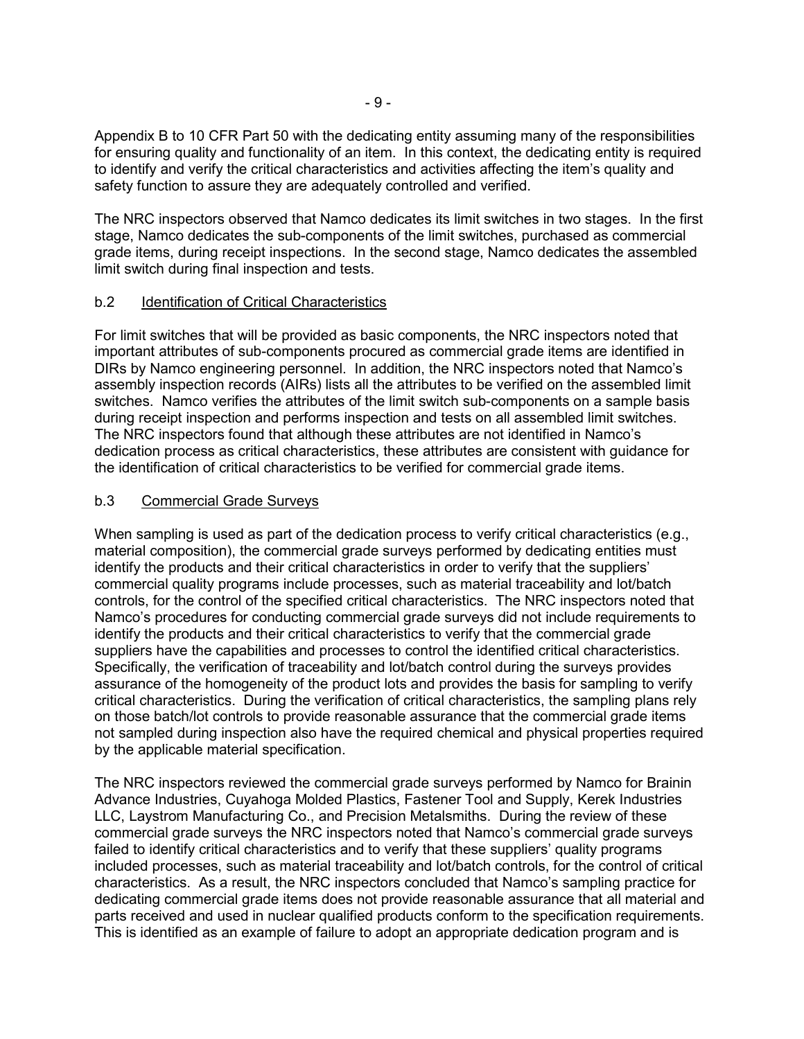Appendix B to 10 CFR Part 50 with the dedicating entity assuming many of the responsibilities for ensuring quality and functionality of an item. In this context, the dedicating entity is required to identify and verify the critical characteristics and activities affecting the item's quality and safety function to assure they are adequately controlled and verified.

The NRC inspectors observed that Namco dedicates its limit switches in two stages. In the first stage, Namco dedicates the sub-components of the limit switches, purchased as commercial grade items, during receipt inspections. In the second stage, Namco dedicates the assembled limit switch during final inspection and tests.

### b.2 Identification of Critical Characteristics

For limit switches that will be provided as basic components, the NRC inspectors noted that important attributes of sub-components procured as commercial grade items are identified in DIRs by Namco engineering personnel. In addition, the NRC inspectors noted that Namco's assembly inspection records (AIRs) lists all the attributes to be verified on the assembled limit switches. Namco verifies the attributes of the limit switch sub-components on a sample basis during receipt inspection and performs inspection and tests on all assembled limit switches. The NRC inspectors found that although these attributes are not identified in Namco's dedication process as critical characteristics, these attributes are consistent with guidance for the identification of critical characteristics to be verified for commercial grade items.

### b.3 Commercial Grade Surveys

When sampling is used as part of the dedication process to verify critical characteristics (e.g., material composition), the commercial grade surveys performed by dedicating entities must identify the products and their critical characteristics in order to verify that the suppliers' commercial quality programs include processes, such as material traceability and lot/batch controls, for the control of the specified critical characteristics. The NRC inspectors noted that Namco's procedures for conducting commercial grade surveys did not include requirements to identify the products and their critical characteristics to verify that the commercial grade suppliers have the capabilities and processes to control the identified critical characteristics. Specifically, the verification of traceability and lot/batch control during the surveys provides assurance of the homogeneity of the product lots and provides the basis for sampling to verify critical characteristics. During the verification of critical characteristics, the sampling plans rely on those batch/lot controls to provide reasonable assurance that the commercial grade items not sampled during inspection also have the required chemical and physical properties required by the applicable material specification.

The NRC inspectors reviewed the commercial grade surveys performed by Namco for Brainin Advance Industries, Cuyahoga Molded Plastics, Fastener Tool and Supply, Kerek Industries LLC, Laystrom Manufacturing Co., and Precision Metalsmiths. During the review of these commercial grade surveys the NRC inspectors noted that Namco's commercial grade surveys failed to identify critical characteristics and to verify that these suppliers' quality programs included processes, such as material traceability and lot/batch controls, for the control of critical characteristics. As a result, the NRC inspectors concluded that Namco's sampling practice for dedicating commercial grade items does not provide reasonable assurance that all material and parts received and used in nuclear qualified products conform to the specification requirements. This is identified as an example of failure to adopt an appropriate dedication program and is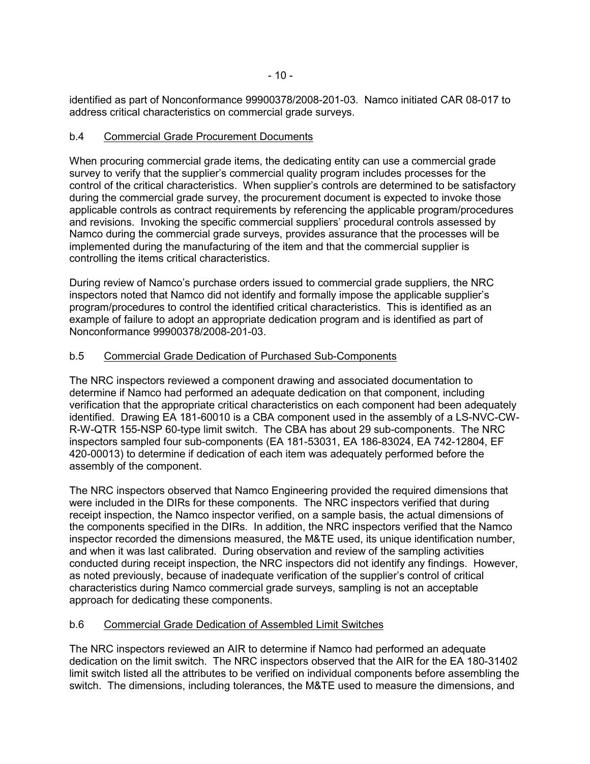identified as part of Nonconformance 99900378/2008-201-03. Namco initiated CAR 08-017 to address critical characteristics on commercial grade surveys.

### b.4 Commercial Grade Procurement Documents

When procuring commercial grade items, the dedicating entity can use a commercial grade survey to verify that the supplier's commercial quality program includes processes for the control of the critical characteristics. When supplier's controls are determined to be satisfactory during the commercial grade survey, the procurement document is expected to invoke those applicable controls as contract requirements by referencing the applicable program/procedures and revisions. Invoking the specific commercial suppliers' procedural controls assessed by Namco during the commercial grade surveys, provides assurance that the processes will be implemented during the manufacturing of the item and that the commercial supplier is controlling the items critical characteristics.

During review of Namco's purchase orders issued to commercial grade suppliers, the NRC inspectors noted that Namco did not identify and formally impose the applicable supplier's program/procedures to control the identified critical characteristics. This is identified as an example of failure to adopt an appropriate dedication program and is identified as part of Nonconformance 99900378/2008-201-03.

### b.5 Commercial Grade Dedication of Purchased Sub-Components

The NRC inspectors reviewed a component drawing and associated documentation to determine if Namco had performed an adequate dedication on that component, including verification that the appropriate critical characteristics on each component had been adequately identified. Drawing EA 181-60010 is a CBA component used in the assembly of a LS-NVC-CW-R-W-QTR 155-NSP 60-type limit switch. The CBA has about 29 sub-components. The NRC inspectors sampled four sub-components (EA 181-53031, EA 186-83024, EA 742-12804, EF 420-00013) to determine if dedication of each item was adequately performed before the assembly of the component.

The NRC inspectors observed that Namco Engineering provided the required dimensions that were included in the DIRs for these components. The NRC inspectors verified that during receipt inspection, the Namco inspector verified, on a sample basis, the actual dimensions of the components specified in the DIRs. In addition, the NRC inspectors verified that the Namco inspector recorded the dimensions measured, the M&TE used, its unique identification number, and when it was last calibrated. During observation and review of the sampling activities conducted during receipt inspection, the NRC inspectors did not identify any findings. However, as noted previously, because of inadequate verification of the supplier's control of critical characteristics during Namco commercial grade surveys, sampling is not an acceptable approach for dedicating these components.

### b.6 Commercial Grade Dedication of Assembled Limit Switches

The NRC inspectors reviewed an AIR to determine if Namco had performed an adequate dedication on the limit switch. The NRC inspectors observed that the AIR for the EA 180-31402 limit switch listed all the attributes to be verified on individual components before assembling the switch. The dimensions, including tolerances, the M&TE used to measure the dimensions, and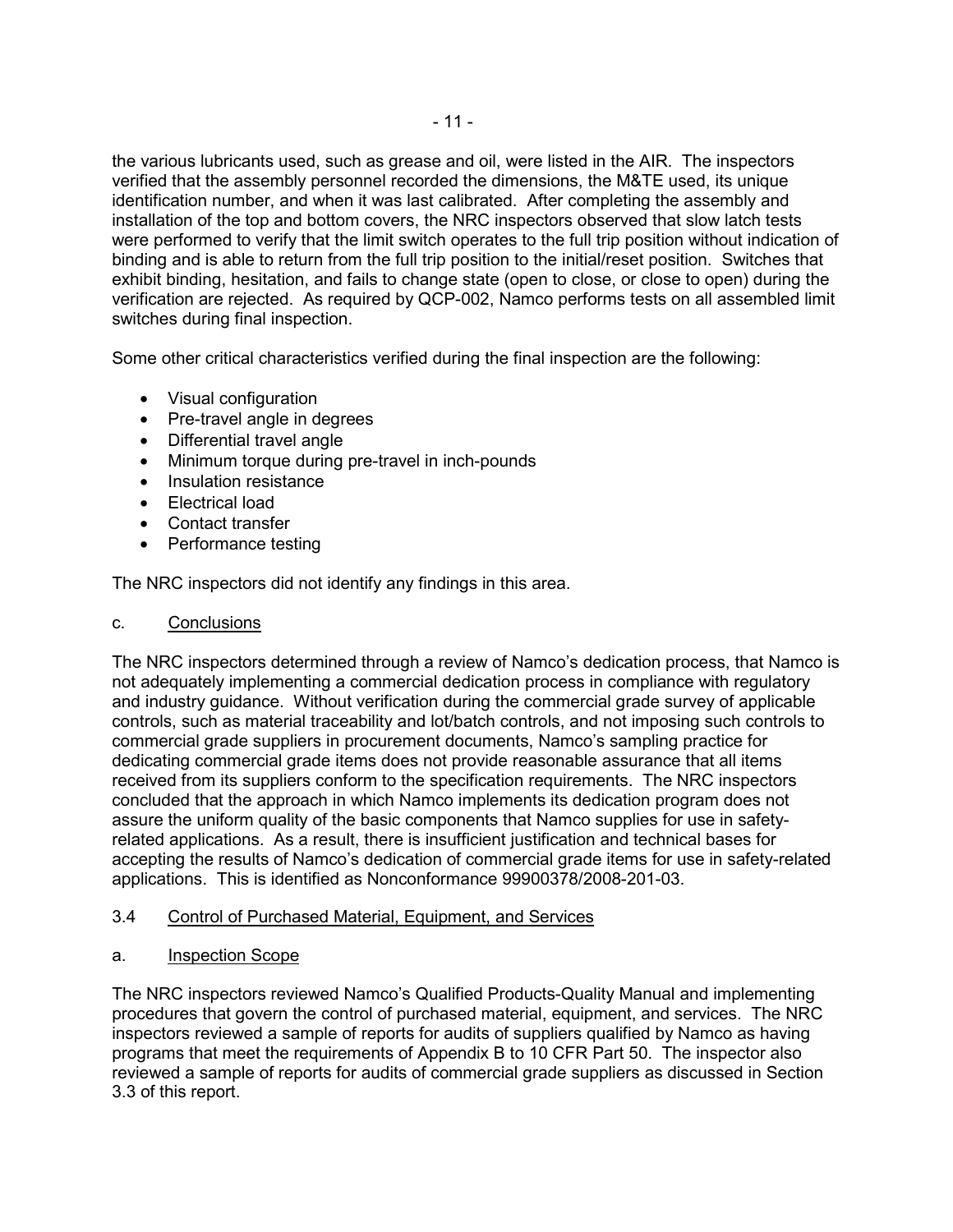the various lubricants used, such as grease and oil, were listed in the AIR. The inspectors verified that the assembly personnel recorded the dimensions, the M&TE used, its unique identification number, and when it was last calibrated. After completing the assembly and installation of the top and bottom covers, the NRC inspectors observed that slow latch tests were performed to verify that the limit switch operates to the full trip position without indication of binding and is able to return from the full trip position to the initial/reset position. Switches that exhibit binding, hesitation, and fails to change state (open to close, or close to open) during the verification are rejected. As required by QCP-002, Namco performs tests on all assembled limit switches during final inspection.

Some other critical characteristics verified during the final inspection are the following:

- Visual configuration
- Pre-travel angle in degrees
- Differential travel angle
- Minimum torque during pre-travel in inch-pounds
- Insulation resistance
- Electrical load
- Contact transfer
- Performance testing

The NRC inspectors did not identify any findings in this area.

c. Conclusions

The NRC inspectors determined through a review of Namco's dedication process, that Namco is not adequately implementing a commercial dedication process in compliance with regulatory and industry guidance. Without verification during the commercial grade survey of applicable controls, such as material traceability and lot/batch controls, and not imposing such controls to commercial grade suppliers in procurement documents, Namco's sampling practice for dedicating commercial grade items does not provide reasonable assurance that all items received from its suppliers conform to the specification requirements. The NRC inspectors concluded that the approach in which Namco implements its dedication program does not assure the uniform quality of the basic components that Namco supplies for use in safety-related applications. As a result, there is insufficient justification and technical bases for accepting the results of Namco's dedication of commercial grade items for use in safety-related applications. This is identified as Nonconformance 99900378/2008-201-03.

## 3.4 Control of Purchased Material, Equipment, and Services

a. Inspection Scope

The NRC inspectors reviewed Namco's Qualified Products-Quality Manual and implementing procedures that govern the control of purchased material, equipment, and services. The NRC inspectors reviewed a sample of reports for audits of suppliers qualified by Namco as having programs that meet the requirements of Appendix B to 10 CFR Part 50. The inspector also reviewed a sample of reports for audits of commercial grade suppliers as discussed in Section 3.3 of this report.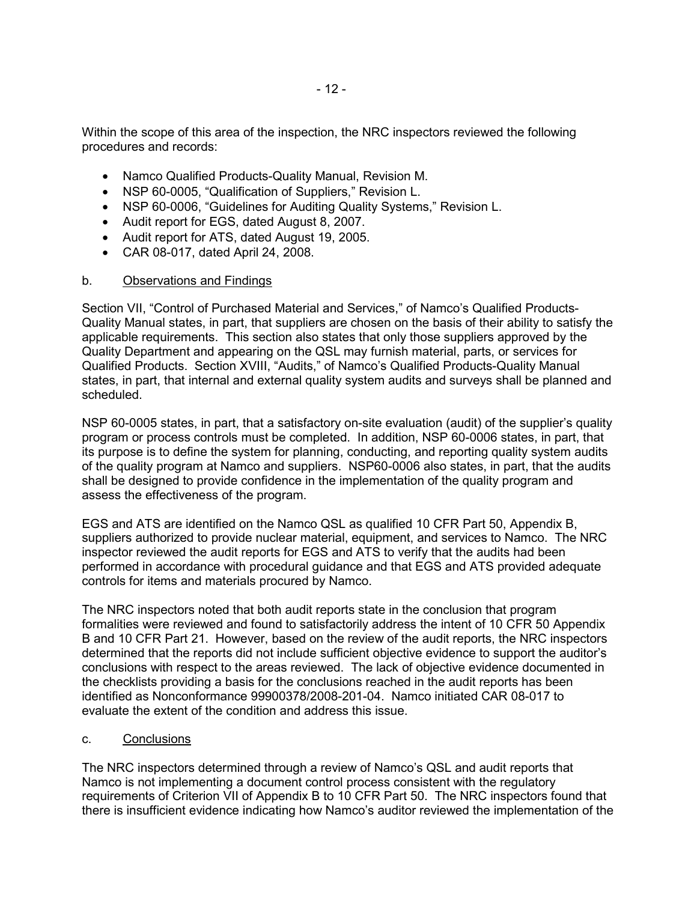Within the scope of this area of the inspection, the NRC inspectors reviewed the following procedures and records:

- Namco Qualified Products-Quality Manual, Revision M.
- NSP 60-0005, "Qualification of Suppliers," Revision L.
- NSP 60-0006, "Guidelines for Auditing Quality Systems," Revision L.
- Audit report for EGS, dated August 8, 2007.
- Audit report for ATS, dated August 19, 2005.
- CAR 08-017, dated April 24, 2008.

b. Observations and Findings

Section VII, "Control of Purchased Material and Services," of Namco's Qualified Products-Quality Manual states, in part, that suppliers are chosen on the basis of their ability to satisfy the applicable requirements. This section also states that only those suppliers approved by the Quality Department and appearing on the QSL may furnish material, parts, or services for Qualified Products. Section XVIII, "Audits," of Namco's Qualified Products-Quality Manual states, in part, that internal and external quality system audits and surveys shall be planned and scheduled.

NSP 60-0005 states, in part, that a satisfactory on-site evaluation (audit) of the supplier's quality program or process controls must be completed. In addition, NSP 60-0006 states, in part, that its purpose is to define the system for planning, conducting, and reporting quality system audits of the quality program at Namco and suppliers. NSP60-0006 also states, in part, that the audits shall be designed to provide confidence in the implementation of the quality program and assess the effectiveness of the program.

EGS and ATS are identified on the Namco QSL as qualified 10 CFR Part 50, Appendix B, suppliers authorized to provide nuclear material, equipment, and services to Namco. The NRC inspector reviewed the audit reports for EGS and ATS to verify that the audits had been performed in accordance with procedural guidance and that EGS and ATS provided adequate controls for items and materials procured by Namco.

The NRC inspectors noted that both audit reports state in the conclusion that program formalities were reviewed and found to satisfactorily address the intent of 10 CFR 50 Appendix B and 10 CFR Part 21. However, based on the review of the audit reports, the NRC inspectors determined that the reports did not include sufficient objective evidence to support the auditor's conclusions with respect to the areas reviewed. The lack of objective evidence documented in the checklists providing a basis for the conclusions reached in the audit reports has been identified as Nonconformance 99900378/2008-201-04. Namco initiated CAR 08-017 to evaluate the extent of the condition and address this issue.

c. Conclusions

The NRC inspectors determined through a review of Namco's QSL and audit reports that Namco is not implementing a document control process consistent with the regulatory requirements of Criterion VII of Appendix B to 10 CFR Part 50. The NRC inspectors found that there is insufficient evidence indicating how Namco's auditor reviewed the implementation of the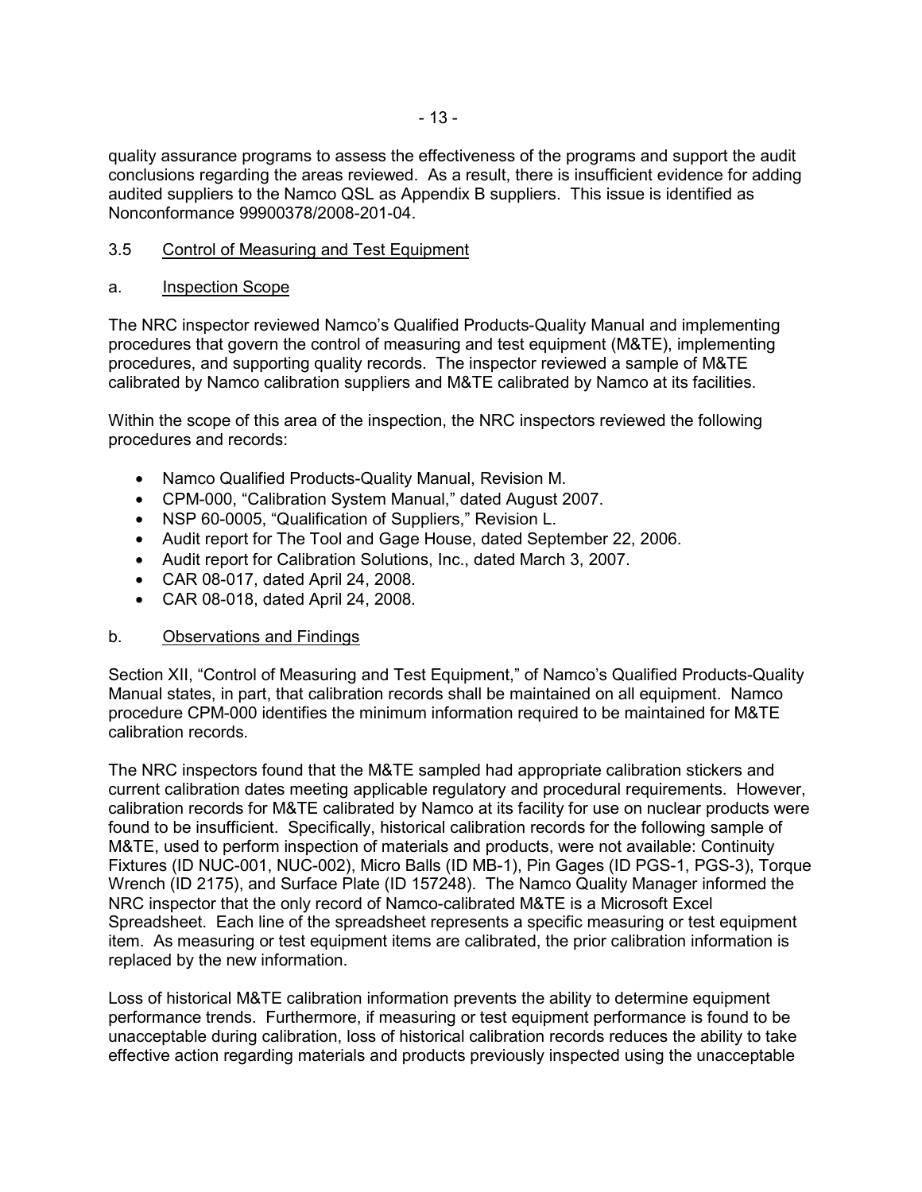quality assurance programs to assess the effectiveness of the programs and support the audit conclusions regarding the areas reviewed. As a result, there is insufficient evidence for adding audited suppliers to the Namco QSL as Appendix B suppliers. This issue is identified as Nonconformance 99900378/2008-201-04.

### 3.5 Control of Measuring and Test Equipment

#### a. Inspection Scope

The NRC inspector reviewed Namco's Qualified Products-Quality Manual and implementing procedures that govern the control of measuring and test equipment (M&TE), implementing procedures, and supporting quality records. The inspector reviewed a sample of M&TE calibrated by Namco calibration suppliers and M&TE calibrated by Namco at its facilities.

Within the scope of this area of the inspection, the NRC inspectors reviewed the following procedures and records:

- Namco Qualified Products-Quality Manual, Revision M.
- CPM-000, "Calibration System Manual," dated August 2007.
- NSP 60-0005, "Qualification of Suppliers," Revision L.
- Audit report for The Tool and Gage House, dated September 22, 2006.
- Audit report for Calibration Solutions, Inc., dated March 3, 2007.
- CAR 08-017, dated April 24, 2008.
- CAR 08-018, dated April 24, 2008.

#### b. Observations and Findings

Section XII, "Control of Measuring and Test Equipment," of Namco's Qualified Products-Quality Manual states, in part, that calibration records shall be maintained on all equipment. Namco procedure CPM-000 identifies the minimum information required to be maintained for M&TE calibration records.

The NRC inspectors found that the M&TE sampled had appropriate calibration stickers and current calibration dates meeting applicable regulatory and procedural requirements. However, calibration records for M&TE calibrated by Namco at its facility for use on nuclear products were found to be insufficient. Specifically, historical calibration records for the following sample of M&TE, used to perform inspection of materials and products, were not available: Continuity Fixtures (ID NUC-001, NUC-002), Micro Balls (ID MB-1), Pin Gages (ID PGS-1, PGS-3), Torque Wrench (ID 2175), and Surface Plate (ID 157248). The Namco Quality Manager informed the NRC inspector that the only record of Namco-calibrated M&TE is a Microsoft Excel Spreadsheet. Each line of the spreadsheet represents a specific measuring or test equipment item. As measuring or test equipment items are calibrated, the prior calibration information is replaced by the new information.

Loss of historical M&TE calibration information prevents the ability to determine equipment performance trends. Furthermore, if measuring or test equipment performance is found to be unacceptable during calibration, loss of historical calibration records reduces the ability to take effective action regarding materials and products previously inspected using the unacceptable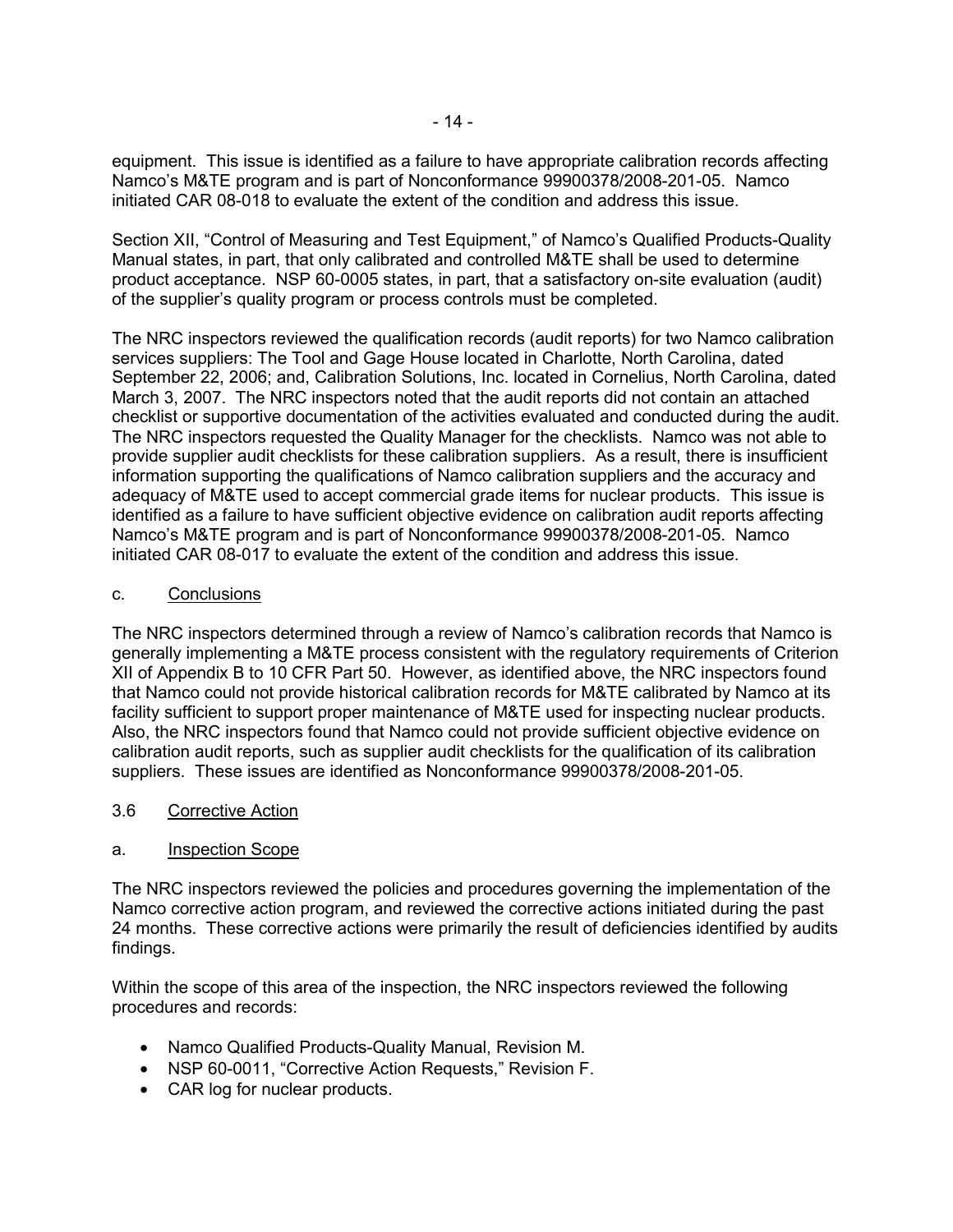equipment. This issue is identified as a failure to have appropriate calibration records affecting Namco's M&TE program and is part of Nonconformance 99900378/2008-201-05. Namco initiated CAR 08-018 to evaluate the extent of the condition and address this issue.

Section XII, "Control of Measuring and Test Equipment," of Namco's Qualified Products-Quality Manual states, in part, that only calibrated and controlled M&TE shall be used to determine product acceptance. NSP 60-0005 states, in part, that a satisfactory on-site evaluation (audit) of the supplier's quality program or process controls must be completed.

The NRC inspectors reviewed the qualification records (audit reports) for two Namco calibration services suppliers: The Tool and Gage House located in Charlotte, North Carolina, dated September 22, 2006; and, Calibration Solutions, Inc. located in Cornelius, North Carolina, dated March 3, 2007. The NRC inspectors noted that the audit reports did not contain an attached checklist or supportive documentation of the activities evaluated and conducted during the audit. The NRC inspectors requested the Quality Manager for the checklists. Namco was not able to provide supplier audit checklists for these calibration suppliers. As a result, there is insufficient information supporting the qualifications of Namco calibration suppliers and the accuracy and adequacy of M&TE used to accept commercial grade items for nuclear products. This issue is identified as a failure to have sufficient objective evidence on calibration audit reports affecting Namco's M&TE program and is part of Nonconformance 99900378/2008-201-05. Namco initiated CAR 08-017 to evaluate the extent of the condition and address this issue.

c. Conclusions

The NRC inspectors determined through a review of Namco's calibration records that Namco is generally implementing a M&TE process consistent with the regulatory requirements of Criterion XII of Appendix B to 10 CFR Part 50. However, as identified above, the NRC inspectors found that Namco could not provide historical calibration records for M&TE calibrated by Namco at its facility sufficient to support proper maintenance of M&TE used for inspecting nuclear products. Also, the NRC inspectors found that Namco could not provide sufficient objective evidence on calibration audit reports, such as supplier audit checklists for the qualification of its calibration suppliers. These issues are identified as Nonconformance 99900378/2008-201-05.

## 3.6 Corrective Action

a. Inspection Scope

The NRC inspectors reviewed the policies and procedures governing the implementation of the Namco corrective action program, and reviewed the corrective actions initiated during the past 24 months. These corrective actions were primarily the result of deficiencies identified by audits findings.

Within the scope of this area of the inspection, the NRC inspectors reviewed the following procedures and records:

- Namco Qualified Products-Quality Manual, Revision M.
- NSP 60-0011, "Corrective Action Requests," Revision F.
- CAR log for nuclear products.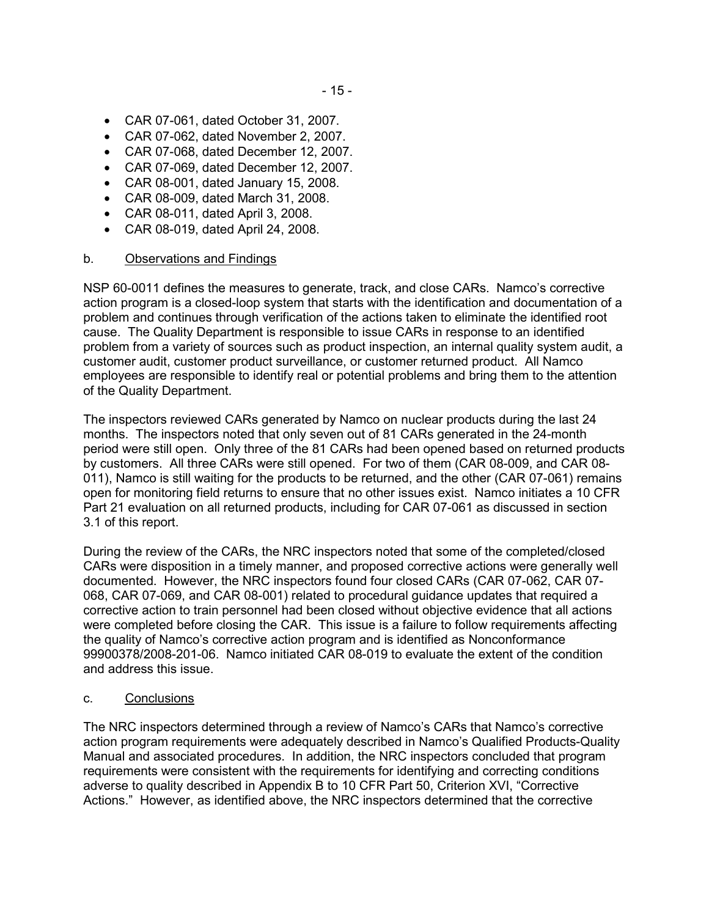- CAR 07-061, dated October 31, 2007.
- CAR 07-062, dated November 2, 2007.
- CAR 07-068, dated December 12, 2007.
- CAR 07-069, dated December 12, 2007.
- CAR 08-001, dated January 15, 2008.
- CAR 08-009, dated March 31, 2008.
- CAR 08-011, dated April 3, 2008.
- CAR 08-019, dated April 24, 2008.

b. Observations and Findings

NSP 60-0011 defines the measures to generate, track, and close CARs. Namco's corrective action program is a closed-loop system that starts with the identification and documentation of a problem and continues through verification of the actions taken to eliminate the identified root cause. The Quality Department is responsible to issue CARs in response to an identified problem from a variety of sources such as product inspection, an internal quality system audit, a customer audit, customer product surveillance, or customer returned product. All Namco employees are responsible to identify real or potential problems and bring them to the attention of the Quality Department.

The inspectors reviewed CARs generated by Namco on nuclear products during the last 24 months. The inspectors noted that only seven out of 81 CARs generated in the 24-month period were still open. Only three of the 81 CARs had been opened based on returned products by customers. All three CARs were still opened. For two of them (CAR 08-009, and CAR 08-011), Namco is still waiting for the products to be returned, and the other (CAR 07-061) remains open for monitoring field returns to ensure that no other issues exist. Namco initiates a 10 CFR Part 21 evaluation on all returned products, including for CAR 07-061 as discussed in section 3.1 of this report.

During the review of the CARs, the NRC inspectors noted that some of the completed/closed CARs were disposition in a timely manner, and proposed corrective actions were generally well documented. However, the NRC inspectors found four closed CARs (CAR 07-062, CAR 07-068, CAR 07-069, and CAR 08-001) related to procedural guidance updates that required a corrective action to train personnel had been closed without objective evidence that all actions were completed before closing the CAR. This issue is a failure to follow requirements affecting the quality of Namco's corrective action program and is identified as Nonconformance 99900378/2008-201-06. Namco initiated CAR 08-019 to evaluate the extent of the condition and address this issue.

c. Conclusions

The NRC inspectors determined through a review of Namco's CARs that Namco's corrective action program requirements were adequately described in Namco's Qualified Products-Quality Manual and associated procedures. In addition, the NRC inspectors concluded that program requirements were consistent with the requirements for identifying and correcting conditions adverse to quality described in Appendix B to 10 CFR Part 50, Criterion XVI, "Corrective Actions." However, as identified above, the NRC inspectors determined that the corrective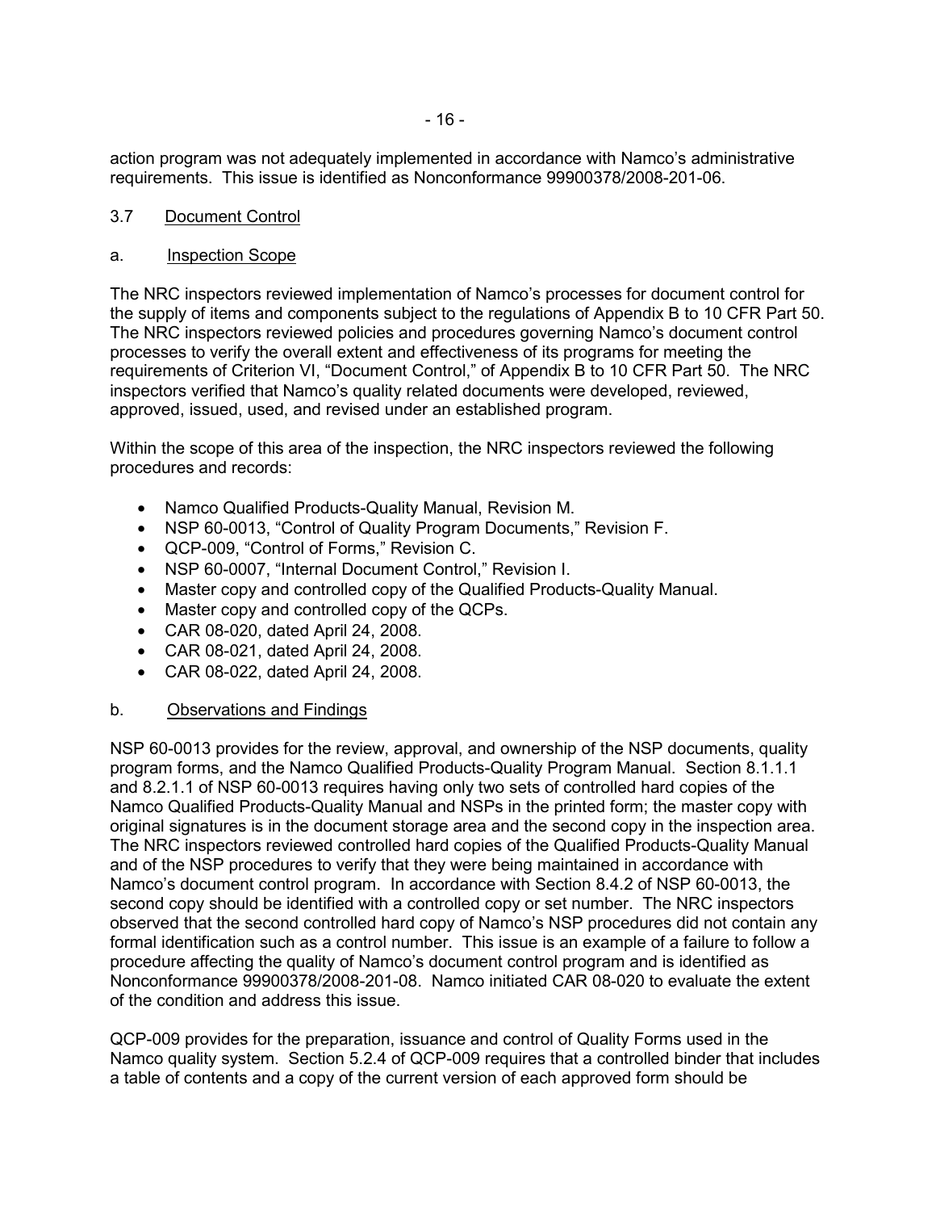action program was not adequately implemented in accordance with Namco's administrative requirements. This issue is identified as Nonconformance 99900378/2008-201-06.

### 3.7 Document Control

#### a. Inspection Scope

The NRC inspectors reviewed implementation of Namco's processes for document control for the supply of items and components subject to the regulations of Appendix B to 10 CFR Part 50. The NRC inspectors reviewed policies and procedures governing Namco's document control processes to verify the overall extent and effectiveness of its programs for meeting the requirements of Criterion VI, "Document Control," of Appendix B to 10 CFR Part 50. The NRC inspectors verified that Namco's quality related documents were developed, reviewed, approved, issued, used, and revised under an established program.

Within the scope of this area of the inspection, the NRC inspectors reviewed the following procedures and records:

- Namco Qualified Products-Quality Manual, Revision M.
- NSP 60-0013, "Control of Quality Program Documents," Revision F.
- QCP-009, "Control of Forms," Revision C.
- NSP 60-0007, "Internal Document Control," Revision I.
- Master copy and controlled copy of the Qualified Products-Quality Manual.
- Master copy and controlled copy of the QCPs.
- CAR 08-020, dated April 24, 2008.
- CAR 08-021, dated April 24, 2008.
- CAR 08-022, dated April 24, 2008.

#### b. Observations and Findings

NSP 60-0013 provides for the review, approval, and ownership of the NSP documents, quality program forms, and the Namco Qualified Products-Quality Program Manual. Section 8.1.1.1 and 8.2.1.1 of NSP 60-0013 requires having only two sets of controlled hard copies of the Namco Qualified Products-Quality Manual and NSPs in the printed form; the master copy with original signatures is in the document storage area and the second copy in the inspection area. The NRC inspectors reviewed controlled hard copies of the Qualified Products-Quality Manual and of the NSP procedures to verify that they were being maintained in accordance with Namco's document control program. In accordance with Section 8.4.2 of NSP 60-0013, the second copy should be identified with a controlled copy or set number. The NRC inspectors observed that the second controlled hard copy of Namco's NSP procedures did not contain any formal identification such as a control number. This issue is an example of a failure to follow a procedure affecting the quality of Namco's document control program and is identified as Nonconformance 99900378/2008-201-08. Namco initiated CAR 08-020 to evaluate the extent of the condition and address this issue.

QCP-009 provides for the preparation, issuance and control of Quality Forms used in the Namco quality system. Section 5.2.4 of QCP-009 requires that a controlled binder that includes a table of contents and a copy of the current version of each approved form should be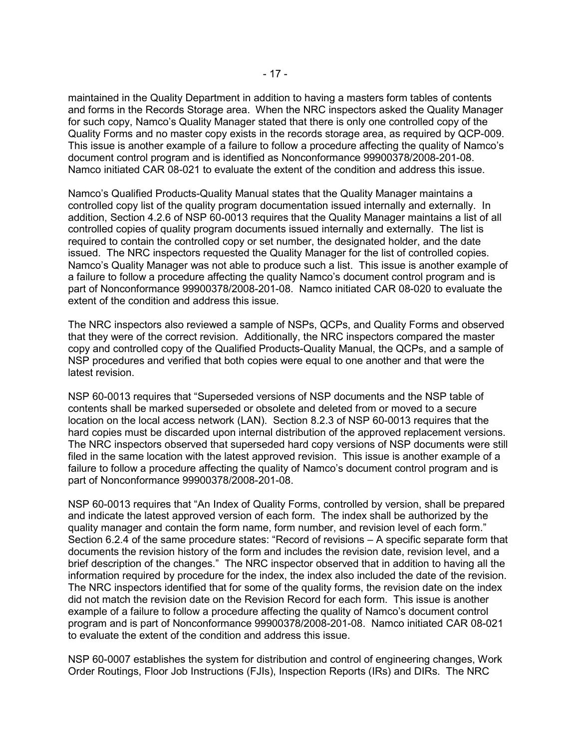maintained in the Quality Department in addition to having a masters form tables of contents and forms in the Records Storage area. When the NRC inspectors asked the Quality Manager for such copy, Namco's Quality Manager stated that there is only one controlled copy of the Quality Forms and no master copy exists in the records storage area, as required by QCP-009. This issue is another example of a failure to follow a procedure affecting the quality of Namco's document control program and is identified as Nonconformance 99900378/2008-201-08. Namco initiated CAR 08-021 to evaluate the extent of the condition and address this issue.

Namco's Qualified Products-Quality Manual states that the Quality Manager maintains a controlled copy list of the quality program documentation issued internally and externally. In addition, Section 4.2.6 of NSP 60-0013 requires that the Quality Manager maintains a list of all controlled copies of quality program documents issued internally and externally. The list is required to contain the controlled copy or set number, the designated holder, and the date issued. The NRC inspectors requested the Quality Manager for the list of controlled copies. Namco's Quality Manager was not able to produce such a list. This issue is another example of a failure to follow a procedure affecting the quality Namco's document control program and is part of Nonconformance 99900378/2008-201-08. Namco initiated CAR 08-020 to evaluate the extent of the condition and address this issue.

The NRC inspectors also reviewed a sample of NSPs, QCPs, and Quality Forms and observed that they were of the correct revision. Additionally, the NRC inspectors compared the master copy and controlled copy of the Qualified Products-Quality Manual, the QCPs, and a sample of NSP procedures and verified that both copies were equal to one another and that were the latest revision.

NSP 60-0013 requires that "Superseded versions of NSP documents and the NSP table of contents shall be marked superseded or obsolete and deleted from or moved to a secure location on the local access network (LAN). Section 8.2.3 of NSP 60-0013 requires that the hard copies must be discarded upon internal distribution of the approved replacement versions. The NRC inspectors observed that superseded hard copy versions of NSP documents were still filed in the same location with the latest approved revision. This issue is another example of a failure to follow a procedure affecting the quality of Namco's document control program and is part of Nonconformance 99900378/2008-201-08.

NSP 60-0013 requires that "An Index of Quality Forms, controlled by version, shall be prepared and indicate the latest approved version of each form. The index shall be authorized by the quality manager and contain the form name, form number, and revision level of each form." Section 6.2.4 of the same procedure states: "Record of revisions – A specific separate form that documents the revision history of the form and includes the revision date, revision level, and a brief description of the changes." The NRC inspector observed that in addition to having all the information required by procedure for the index, the index also included the date of the revision. The NRC inspectors identified that for some of the quality forms, the revision date on the index did not match the revision date on the Revision Record for each form. This issue is another example of a failure to follow a procedure affecting the quality of Namco's document control program and is part of Nonconformance 99900378/2008-201-08. Namco initiated CAR 08-021 to evaluate the extent of the condition and address this issue.

NSP 60-0007 establishes the system for distribution and control of engineering changes, Work Order Routings, Floor Job Instructions (FJIs), Inspection Reports (IRs) and DIRs. The NRC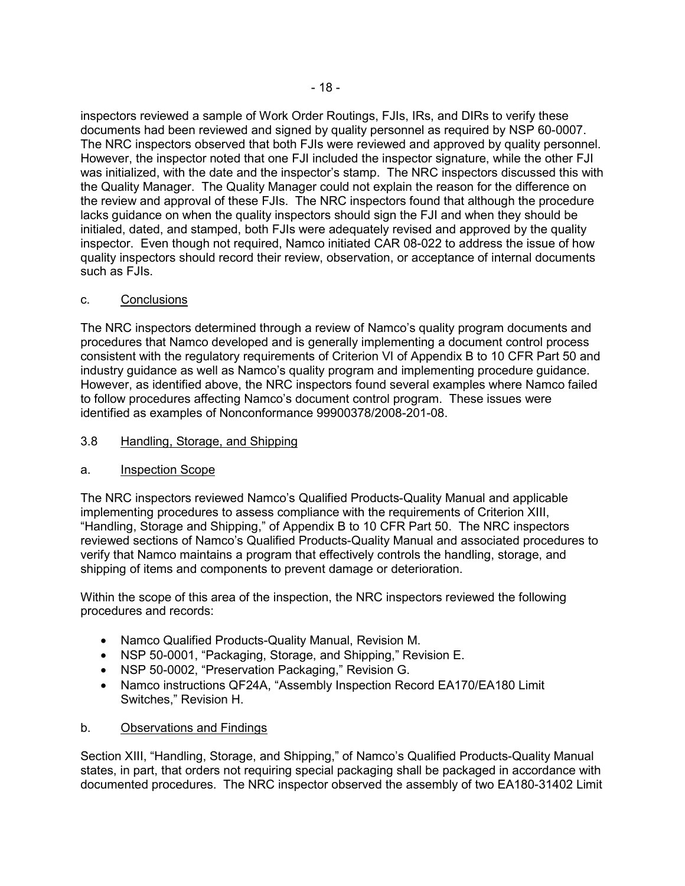inspectors reviewed a sample of Work Order Routings, FJIs, IRs, and DIRs to verify these documents had been reviewed and signed by quality personnel as required by NSP 60-0007. The NRC inspectors observed that both FJIs were reviewed and approved by quality personnel. However, the inspector noted that one FJI included the inspector signature, while the other FJI was initialized, with the date and the inspector's stamp. The NRC inspectors discussed this with the Quality Manager. The Quality Manager could not explain the reason for the difference on the review and approval of these FJIs. The NRC inspectors found that although the procedure lacks guidance on when the quality inspectors should sign the FJI and when they should be initialed, dated, and stamped, both FJIs were adequately revised and approved by the quality inspector. Even though not required, Namco initiated CAR 08-022 to address the issue of how quality inspectors should record their review, observation, or acceptance of internal documents such as FJIs.

c. Conclusions

The NRC inspectors determined through a review of Namco's quality program documents and procedures that Namco developed and is generally implementing a document control process consistent with the regulatory requirements of Criterion VI of Appendix B to 10 CFR Part 50 and industry guidance as well as Namco's quality program and implementing procedure guidance. However, as identified above, the NRC inspectors found several examples where Namco failed to follow procedures affecting Namco's document control program. These issues were identified as examples of Nonconformance 99900378/2008-201-08.

## 3.8 Handling, Storage, and Shipping

a. Inspection Scope

The NRC inspectors reviewed Namco's Qualified Products-Quality Manual and applicable implementing procedures to assess compliance with the requirements of Criterion XIII, "Handling, Storage and Shipping," of Appendix B to 10 CFR Part 50. The NRC inspectors reviewed sections of Namco's Qualified Products-Quality Manual and associated procedures to verify that Namco maintains a program that effectively controls the handling, storage, and shipping of items and components to prevent damage or deterioration.

Within the scope of this area of the inspection, the NRC inspectors reviewed the following procedures and records:

- Namco Qualified Products-Quality Manual, Revision M.
- NSP 50-0001, "Packaging, Storage, and Shipping," Revision E.
- NSP 50-0002, "Preservation Packaging," Revision G.
- Namco instructions QF24A, "Assembly Inspection Record EA170/EA180 Limit Switches," Revision H.

b. Observations and Findings

Section XIII, "Handling, Storage, and Shipping," of Namco's Qualified Products-Quality Manual states, in part, that orders not requiring special packaging shall be packaged in accordance with documented procedures. The NRC inspector observed the assembly of two EA180-31402 Limit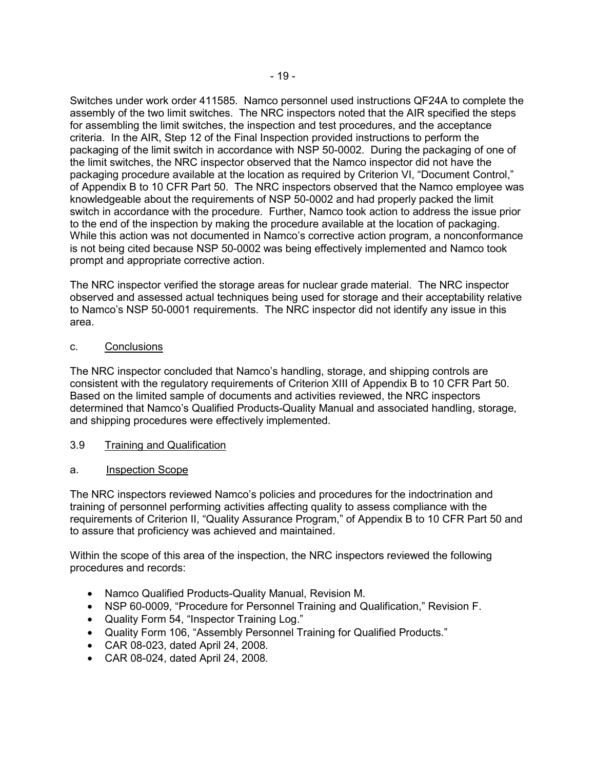Switches under work order 411585. Namco personnel used instructions QF24A to complete the assembly of the two limit switches. The NRC inspectors noted that the AIR specified the steps for assembling the limit switches, the inspection and test procedures, and the acceptance criteria. In the AIR, Step 12 of the Final Inspection provided instructions to perform the packaging of the limit switch in accordance with NSP 50-0002. During the packaging of one of the limit switches, the NRC inspector observed that the Namco inspector did not have the packaging procedure available at the location as required by Criterion VI, "Document Control," of Appendix B to 10 CFR Part 50. The NRC inspectors observed that the Namco employee was knowledgeable about the requirements of NSP 50-0002 and had properly packed the limit switch in accordance with the procedure. Further, Namco took action to address the issue prior to the end of the inspection by making the procedure available at the location of packaging. While this action was not documented in Namco's corrective action program, a nonconformance is not being cited because NSP 50-0002 was being effectively implemented and Namco took prompt and appropriate corrective action.

The NRC inspector verified the storage areas for nuclear grade material. The NRC inspector observed and assessed actual techniques being used for storage and their acceptability relative to Namco's NSP 50-0001 requirements. The NRC inspector did not identify any issue in this area.

c. Conclusions

The NRC inspector concluded that Namco's handling, storage, and shipping controls are consistent with the regulatory requirements of Criterion XIII of Appendix B to 10 CFR Part 50. Based on the limited sample of documents and activities reviewed, the NRC inspectors determined that Namco's Qualified Products-Quality Manual and associated handling, storage, and shipping procedures were effectively implemented.

## 3.9 Training and Qualification

a. Inspection Scope

The NRC inspectors reviewed Namco's policies and procedures for the indoctrination and training of personnel performing activities affecting quality to assess compliance with the requirements of Criterion II, "Quality Assurance Program," of Appendix B to 10 CFR Part 50 and to assure that proficiency was achieved and maintained.

Within the scope of this area of the inspection, the NRC inspectors reviewed the following procedures and records:

- Namco Qualified Products-Quality Manual, Revision M.
- NSP 60-0009, "Procedure for Personnel Training and Qualification," Revision F.
- Quality Form 54, "Inspector Training Log."
- Quality Form 106, "Assembly Personnel Training for Qualified Products."
- CAR 08-023, dated April 24, 2008.
- CAR 08-024, dated April 24, 2008.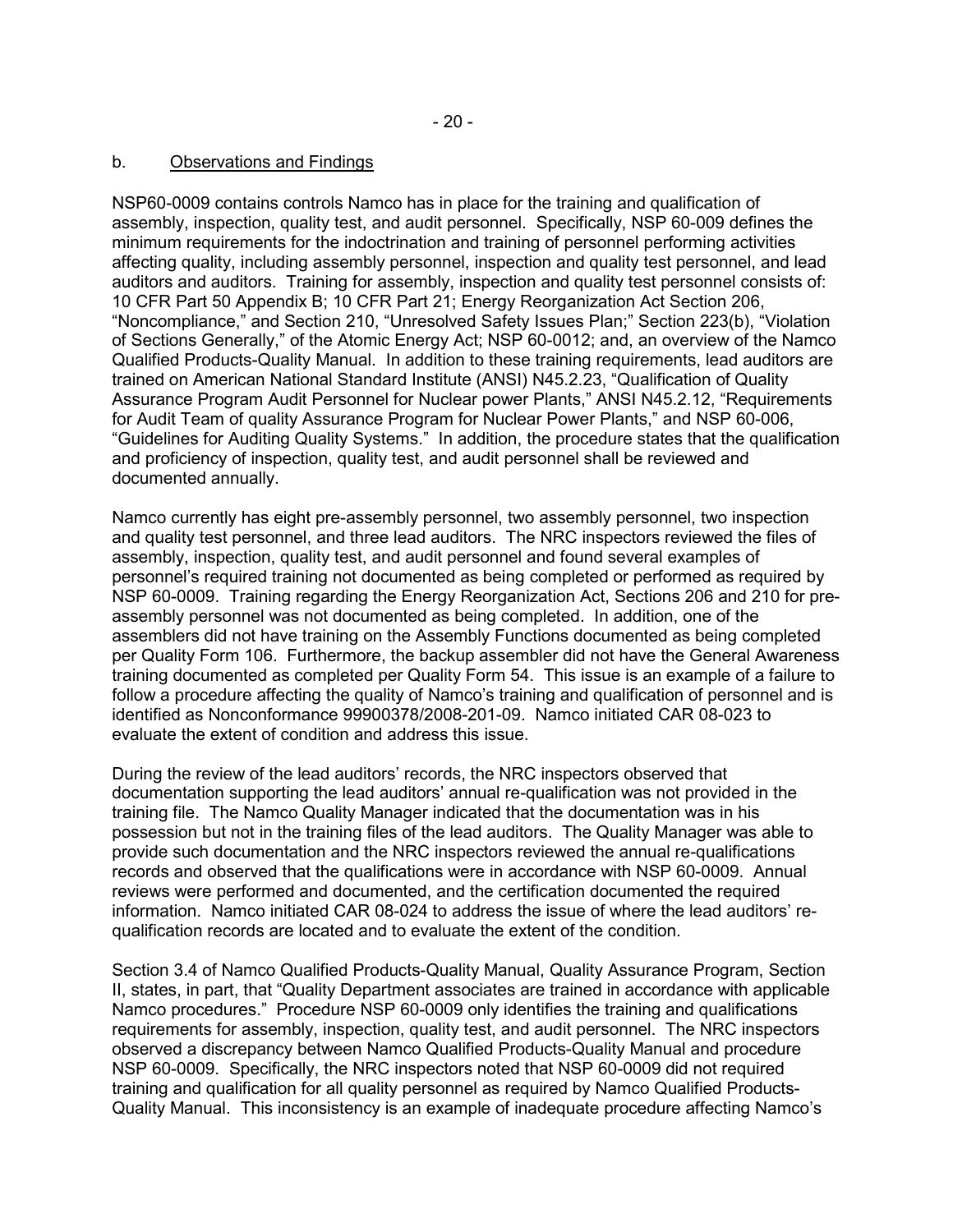b. Observations and Findings

NSP60-0009 contains controls Namco has in place for the training and qualification of assembly, inspection, quality test, and audit personnel. Specifically, NSP 60-009 defines the minimum requirements for the indoctrination and training of personnel performing activities affecting quality, including assembly personnel, inspection and quality test personnel, and lead auditors and auditors. Training for assembly, inspection and quality test personnel consists of: 10 CFR Part 50 Appendix B; 10 CFR Part 21; Energy Reorganization Act Section 206, "Noncompliance," and Section 210, "Unresolved Safety Issues Plan;" Section 223(b), "Violation of Sections Generally," of the Atomic Energy Act; NSP 60-0012; and, an overview of the Namco Qualified Products-Quality Manual. In addition to these training requirements, lead auditors are trained on American National Standard Institute (ANSI) N45.2.23, "Qualification of Quality Assurance Program Audit Personnel for Nuclear power Plants," ANSI N45.2.12, "Requirements for Audit Team of quality Assurance Program for Nuclear Power Plants," and NSP 60-006, "Guidelines for Auditing Quality Systems." In addition, the procedure states that the qualification and proficiency of inspection, quality test, and audit personnel shall be reviewed and documented annually.

Namco currently has eight pre-assembly personnel, two assembly personnel, two inspection and quality test personnel, and three lead auditors. The NRC inspectors reviewed the files of assembly, inspection, quality test, and audit personnel and found several examples of personnel's required training not documented as being completed or performed as required by NSP 60-0009. Training regarding the Energy Reorganization Act, Sections 206 and 210 for pre-assembly personnel was not documented as being completed. In addition, one of the assemblers did not have training on the Assembly Functions documented as being completed per Quality Form 106. Furthermore, the backup assembler did not have the General Awareness training documented as completed per Quality Form 54. This issue is an example of a failure to follow a procedure affecting the quality of Namco's training and qualification of personnel and is identified as Nonconformance 99900378/2008-201-09. Namco initiated CAR 08-023 to evaluate the extent of condition and address this issue.

During the review of the lead auditors' records, the NRC inspectors observed that documentation supporting the lead auditors' annual re-qualification was not provided in the training file. The Namco Quality Manager indicated that the documentation was in his possession but not in the training files of the lead auditors. The Quality Manager was able to provide such documentation and the NRC inspectors reviewed the annual re-qualifications records and observed that the qualifications were in accordance with NSP 60-0009. Annual reviews were performed and documented, and the certification documented the required information. Namco initiated CAR 08-024 to address the issue of where the lead auditors' re-qualification records are located and to evaluate the extent of the condition.

Section 3.4 of Namco Qualified Products-Quality Manual, Quality Assurance Program, Section II, states, in part, that "Quality Department associates are trained in accordance with applicable Namco procedures." Procedure NSP 60-0009 only identifies the training and qualifications requirements for assembly, inspection, quality test, and audit personnel. The NRC inspectors observed a discrepancy between Namco Qualified Products-Quality Manual and procedure NSP 60-0009. Specifically, the NRC inspectors noted that NSP 60-0009 did not required training and qualification for all quality personnel as required by Namco Qualified Products-Quality Manual. This inconsistency is an example of inadequate procedure affecting Namco's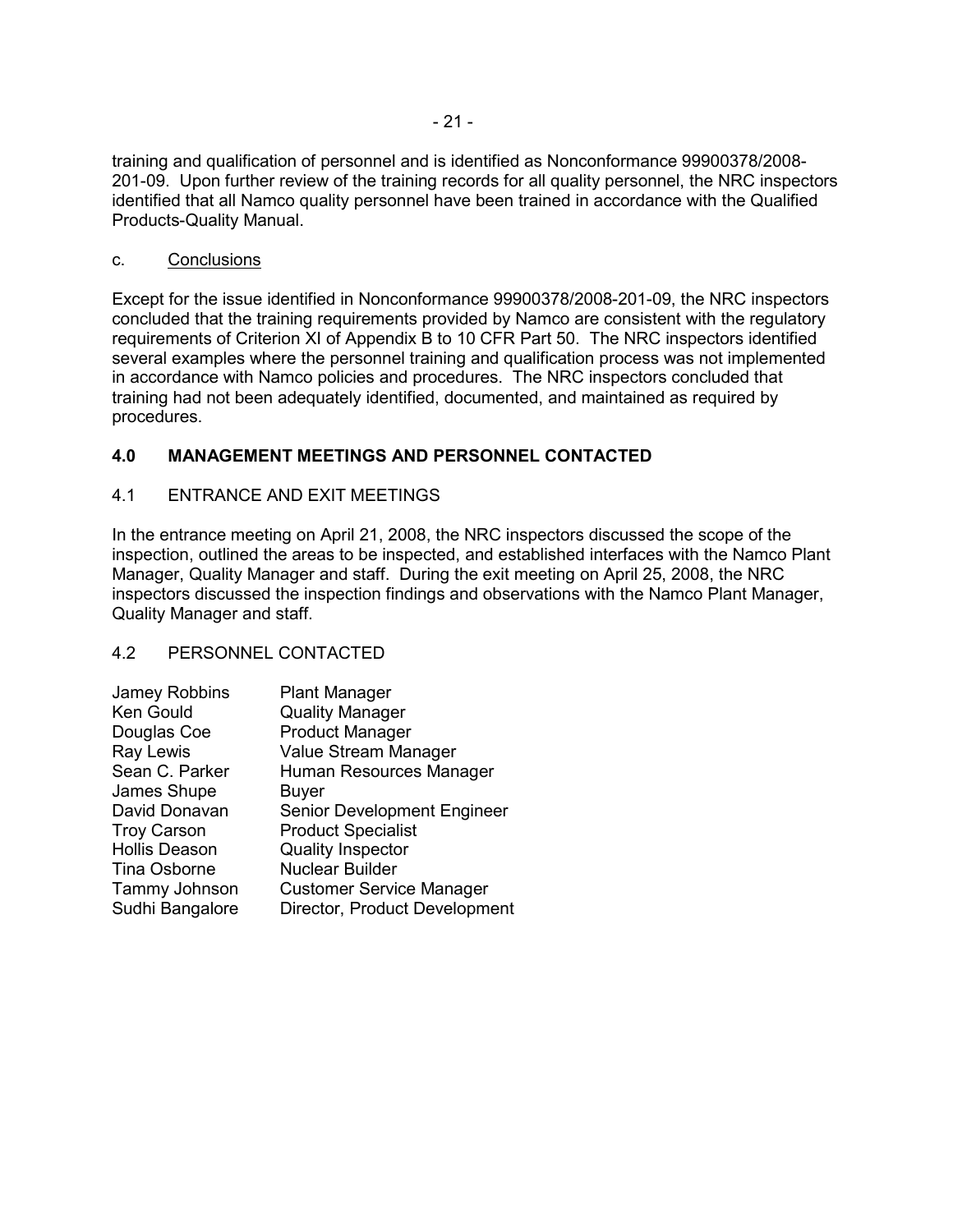training and qualification of personnel and is identified as Nonconformance 99900378/2008-201-09. Upon further review of the training records for all quality personnel, the NRC inspectors identified that all Namco quality personnel have been trained in accordance with the Qualified Products-Quality Manual.

c. Conclusions

Except for the issue identified in Nonconformance 99900378/2008-201-09, the NRC inspectors concluded that the training requirements provided by Namco are consistent with the regulatory requirements of Criterion XI of Appendix B to 10 CFR Part 50. The NRC inspectors identified several examples where the personnel training and qualification process was not implemented in accordance with Namco policies and procedures. The NRC inspectors concluded that training had not been adequately identified, documented, and maintained as required by procedures.

## 4.0 MANAGEMENT MEETINGS AND PERSONNEL CONTACTED

### 4.1 ENTRANCE AND EXIT MEETINGS

In the entrance meeting on April 21, 2008, the NRC inspectors discussed the scope of the inspection, outlined the areas to be inspected, and established interfaces with the Namco Plant Manager, Quality Manager and staff. During the exit meeting on April 25, 2008, the NRC inspectors discussed the inspection findings and observations with the Namco Plant Manager, Quality Manager and staff.

### 4.2 PERSONNEL CONTACTED

| | |
|---|---|
| Jamey Robbins | Plant Manager |
| Ken Gould | Quality Manager |
| Douglas Coe | Product Manager |
| Ray Lewis | Value Stream Manager |
| Sean C. Parker | Human Resources Manager |
| James Shupe | Buyer |
| David Donavan | Senior Development Engineer |
| Troy Carson | Product Specialist |
| Hollis Deason | Quality Inspector |
| Tina Osborne | Nuclear Builder |
| Tammy Johnson | Customer Service Manager |
| Sudhi Bangalore | Director, Product Development |